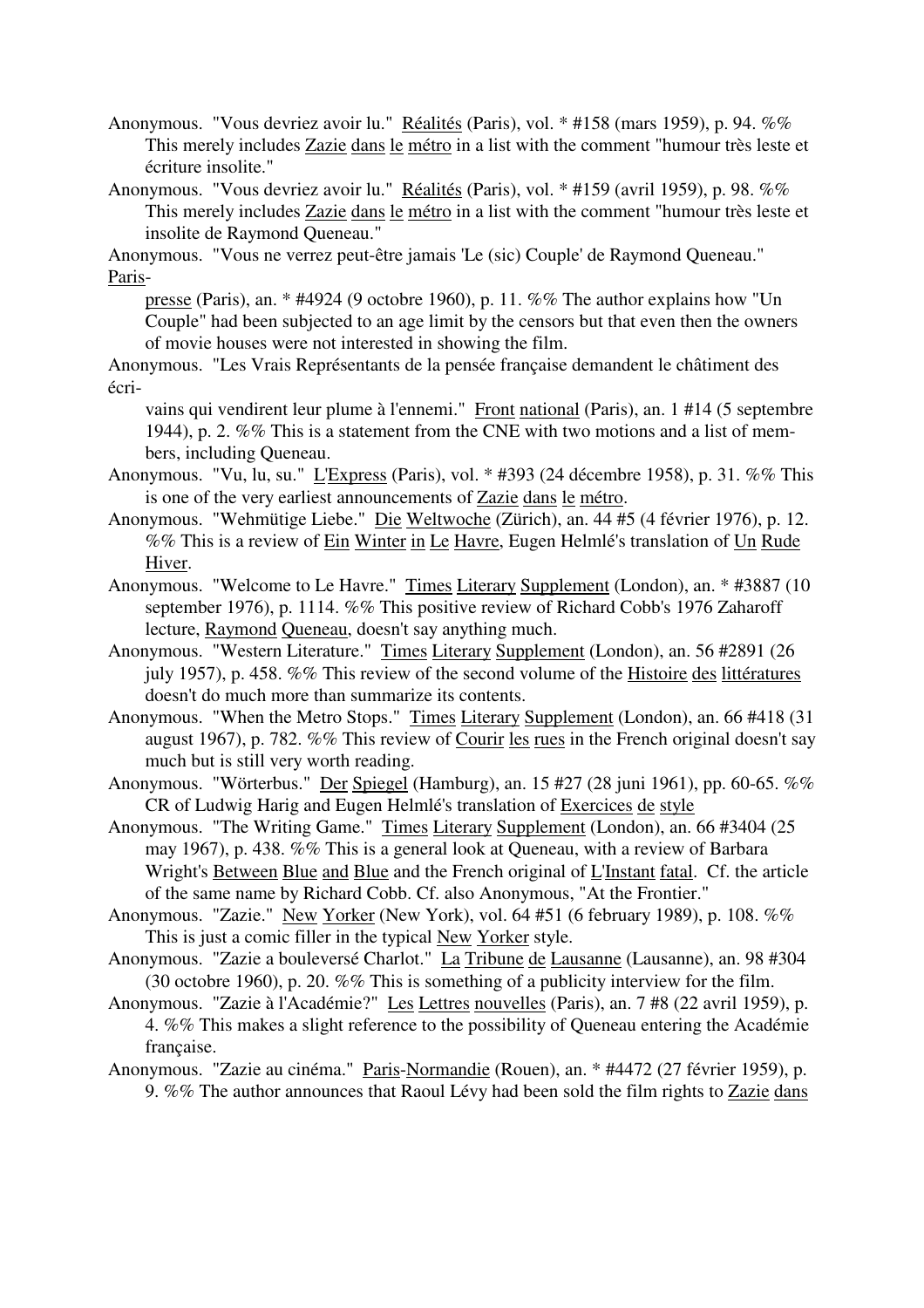Anonymous. "Vous devriez avoir lu." Réalités (Paris), vol. * #158 (mars 1959), p. 94. %% This merely includes Zazie dans le métro in a list with the comment "humour très leste et écriture insolite."

Anonymous. "Vous devriez avoir lu." Réalités (Paris), vol. * #159 (avril 1959), p. 98. %% This merely includes Zazie dans le métro in a list with the comment "humour très leste et insolite de Raymond Queneau."

Anonymous. "Vous ne verrez peut-être jamais 'Le (sic) Couple' de Raymond Queneau." Paris-presse (Paris), an. * #4924 (9 octobre 1960), p. 11. %% The author explains how "Un Couple" had been subjected to an age limit by the censors but that even then the owners of movie houses were not interested in showing the film.

Anonymous. "Les Vrais Représentants de la pensée française demandent le châtiment des écrivains qui vendirent leur plume à l'ennemi." Front national (Paris), an. 1 #14 (5 septembre 1944), p. 2. %% This is a statement from the CNE with two motions and a list of members, including Queneau.

Anonymous. "Vu, lu, su." L'Express (Paris), vol. * #393 (24 décembre 1958), p. 31. %% This is one of the very earliest announcements of Zazie dans le métro.

Anonymous. "Wehmütige Liebe." Die Weltwoche (Zürich), an. 44 #5 (4 février 1976), p. 12. %% This is a review of Ein Winter in Le Havre, Eugen Helmlé's translation of Un Rude Hiver.

Anonymous. "Welcome to Le Havre." Times Literary Supplement (London), an. * #3887 (10 september 1976), p. 1114. %% This positive review of Richard Cobb's 1976 Zaharoff lecture, Raymond Queneau, doesn't say anything much.

Anonymous. "Western Literature." Times Literary Supplement (London), an. 56 #2891 (26 july 1957), p. 458. %% This review of the second volume of the Histoire des littératures doesn't do much more than summarize its contents.

Anonymous. "When the Metro Stops." Times Literary Supplement (London), an. 66 #418 (31 august 1967), p. 782. %% This review of Courir les rues in the French original doesn't say much but is still very worth reading.

Anonymous. "Wörterbus." Der Spiegel (Hamburg), an. 15 #27 (28 juni 1961), pp. 60-65. %% CR of Ludwig Harig and Eugen Helmlé's translation of Exercices de style

Anonymous. "The Writing Game." Times Literary Supplement (London), an. 66 #3404 (25 may 1967), p. 438. %% This is a general look at Queneau, with a review of Barbara Wright's Between Blue and Blue and the French original of L'Instant fatal. Cf. the article of the same name by Richard Cobb. Cf. also Anonymous, "At the Frontier."

Anonymous. "Zazie." New Yorker (New York), vol. 64 #51 (6 february 1989), p. 108. %% This is just a comic filler in the typical New Yorker style.

Anonymous. "Zazie a bouleversé Charlot." La Tribune de Lausanne (Lausanne), an. 98 #304 (30 octobre 1960), p. 20. %% This is something of a publicity interview for the film.

Anonymous. "Zazie à l'Académie?" Les Lettres nouvelles (Paris), an. 7 #8 (22 avril 1959), p. 4. %% This makes a slight reference to the possibility of Queneau entering the Académie française.

Anonymous. "Zazie au cinéma." Paris-Normandie (Rouen), an. * #4472 (27 février 1959), p. 9. %% The author announces that Raoul Lévy had been sold the film rights to Zazie dans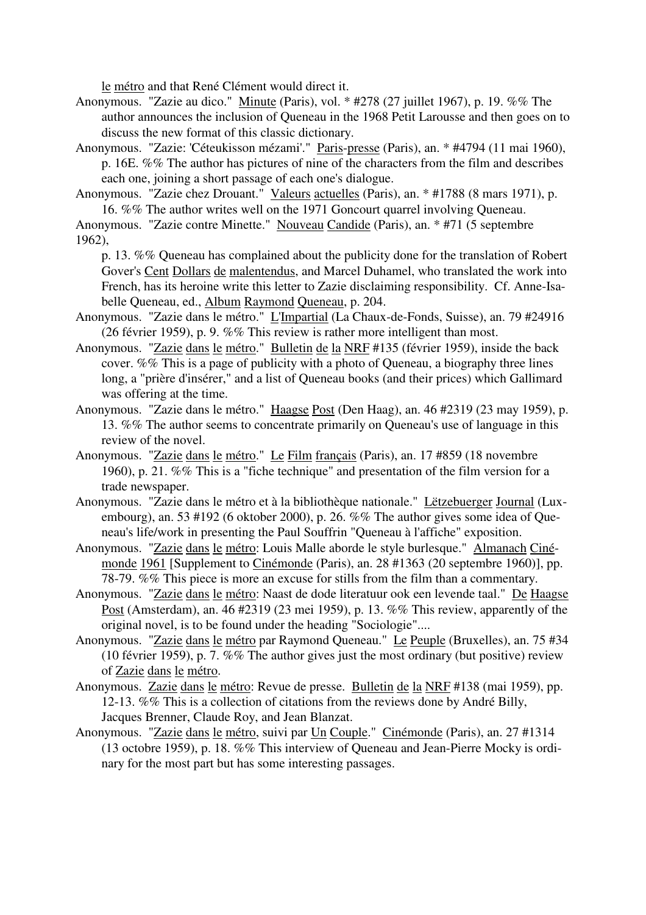le métro and that René Clément would direct it.

Anonymous. "Zazie au dico." Minute (Paris), vol. * #278 (27 juillet 1967), p. 19. %% The author announces the inclusion of Queneau in the 1968 Petit Larousse and then goes on to discuss the new format of this classic dictionary.

Anonymous. "Zazie: 'Céteukisson mézami'." Paris-presse (Paris), an. * #4794 (11 mai 1960), p. 16E. %% The author has pictures of nine of the characters from the film and describes each one, joining a short passage of each one's dialogue.

Anonymous. "Zazie chez Drouant." Valeurs actuelles (Paris), an. * #1788 (8 mars 1971), p. 16. %% The author writes well on the 1971 Goncourt quarrel involving Queneau.

Anonymous. "Zazie contre Minette." Nouveau Candide (Paris), an. * #71 (5 septembre 1962), p. 13. %% Queneau has complained about the publicity done for the translation of Robert Gover's Cent Dollars de malentendus, and Marcel Duhamel, who translated the work into French, has its heroine write this letter to Zazie disclaiming responsibility. Cf. Anne-Isabelle Queneau, ed., Album Raymond Queneau, p. 204.

Anonymous. "Zazie dans le métro." L'Impartial (La Chaux-de-Fonds, Suisse), an. 79 #24916 (26 février 1959), p. 9. %% This review is rather more intelligent than most.

Anonymous. "Zazie dans le métro." Bulletin de la NRF #135 (février 1959), inside the back cover. %% This is a page of publicity with a photo of Queneau, a biography three lines long, a "prière d'insérer," and a list of Queneau books (and their prices) which Gallimard was offering at the time.

Anonymous. "Zazie dans le métro." Haagse Post (Den Haag), an. 46 #2319 (23 may 1959), p. 13. %% The author seems to concentrate primarily on Queneau's use of language in this review of the novel.

Anonymous. "Zazie dans le métro." Le Film français (Paris), an. 17 #859 (18 novembre 1960), p. 21. %% This is a "fiche technique" and presentation of the film version for a trade newspaper.

Anonymous. "Zazie dans le métro et à la bibliothèque nationale." Lëtzebuerger Journal (Luxembourg), an. 53 #192 (6 oktober 2000), p. 26. %% The author gives some idea of Queneau's life/work in presenting the Paul Souffrin "Queneau à l'affiche" exposition.

Anonymous. "Zazie dans le métro: Louis Malle aborde le style burlesque." Almanach Cinémonde 1961 [Supplement to Cinémonde (Paris), an. 28 #1363 (20 septembre 1960)], pp. 78-79. %% This piece is more an excuse for stills from the film than a commentary.

Anonymous. "Zazie dans le métro: Naast de dode literatuur ook een levende taal." De Haagse Post (Amsterdam), an. 46 #2319 (23 mei 1959), p. 13. %% This review, apparently of the original novel, is to be found under the heading "Sociologie"....

Anonymous. "Zazie dans le métro par Raymond Queneau." Le Peuple (Bruxelles), an. 75 #34 (10 février 1959), p. 7. %% The author gives just the most ordinary (but positive) review of Zazie dans le métro.

Anonymous. Zazie dans le métro: Revue de presse. Bulletin de la NRF #138 (mai 1959), pp. 12-13. %% This is a collection of citations from the reviews done by André Billy, Jacques Brenner, Claude Roy, and Jean Blanzat.

Anonymous. "Zazie dans le métro, suivi par Un Couple." Cinémonde (Paris), an. 27 #1314 (13 octobre 1959), p. 18. %% This interview of Queneau and Jean-Pierre Mocky is ordinary for the most part but has some interesting passages.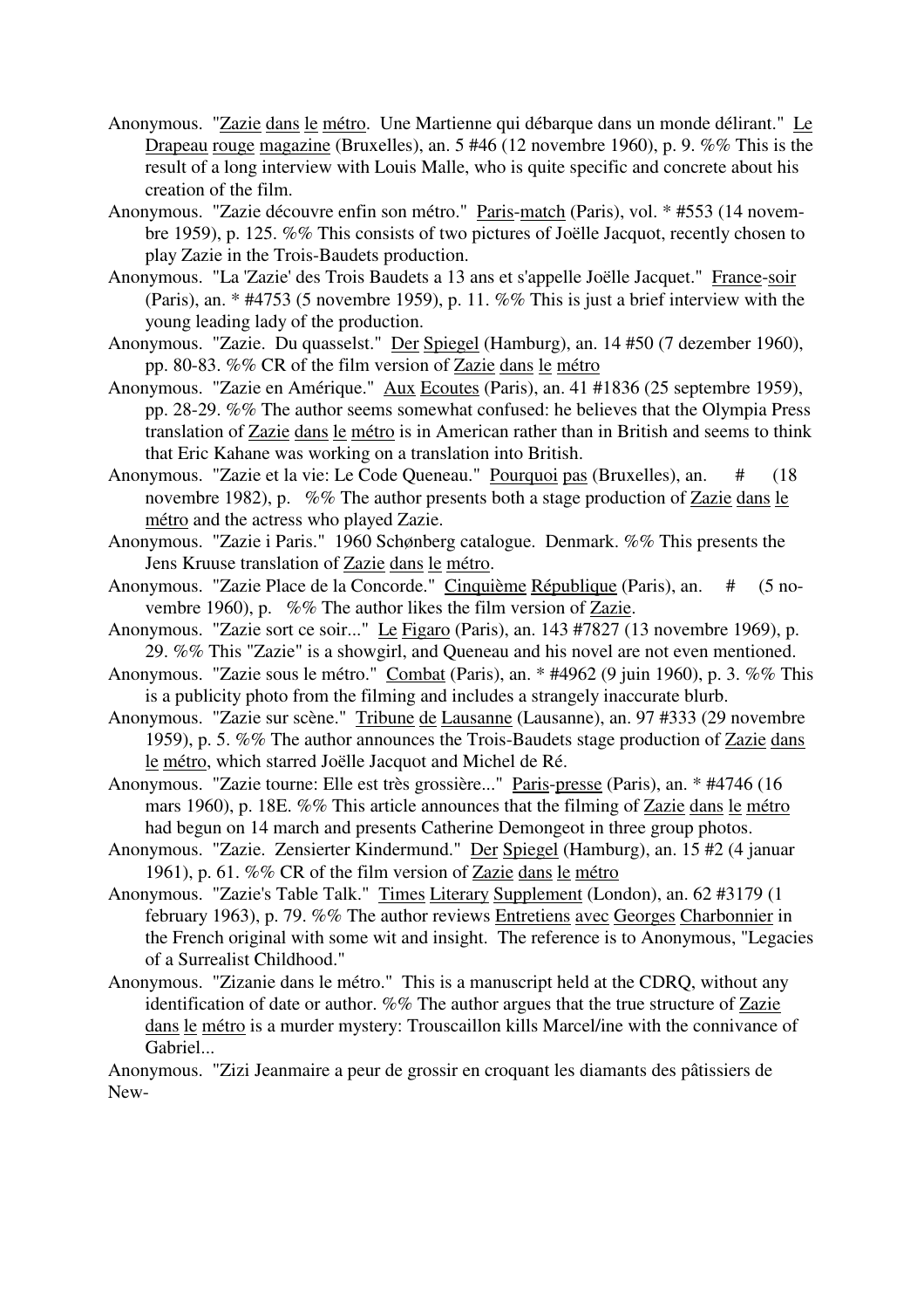Anonymous. "Zazie dans le métro. Une Martienne qui débarque dans un monde délirant." Le Drapeau rouge magazine (Bruxelles), an. 5 #46 (12 novembre 1960), p. 9. %% This is the result of a long interview with Louis Malle, who is quite specific and concrete about his creation of the film.

Anonymous. "Zazie découvre enfin son métro." Paris-match (Paris), vol. * #553 (14 novembre 1959), p. 125. %% This consists of two pictures of Joëlle Jacquot, recently chosen to play Zazie in the Trois-Baudets production.

Anonymous. "La 'Zazie' des Trois Baudets a 13 ans et s'appelle Joëlle Jacquet." France-soir (Paris), an. * #4753 (5 novembre 1959), p. 11. %% This is just a brief interview with the young leading lady of the production.

Anonymous. "Zazie. Du quasselst." Der Spiegel (Hamburg), an. 14 #50 (7 dezember 1960), pp. 80-83. %% CR of the film version of Zazie dans le métro

Anonymous. "Zazie en Amérique." Aux Ecoutes (Paris), an. 41 #1836 (25 septembre 1959), pp. 28-29. %% The author seems somewhat confused: he believes that the Olympia Press translation of Zazie dans le métro is in American rather than in British and seems to think that Eric Kahane was working on a translation into British.

Anonymous. "Zazie et la vie: Le Code Queneau." Pourquoi pas (Bruxelles), an. # (18 novembre 1982), p. %% The author presents both a stage production of Zazie dans le métro and the actress who played Zazie.

Anonymous. "Zazie i Paris." 1960 Schønberg catalogue. Denmark. %% This presents the Jens Kruuse translation of Zazie dans le métro.

Anonymous. "Zazie Place de la Concorde." Cinquième République (Paris), an. # (5 novembre 1960), p. %% The author likes the film version of Zazie.

Anonymous. "Zazie sort ce soir..." Le Figaro (Paris), an. 143 #7827 (13 novembre 1969), p. 29. %% This "Zazie" is a showgirl, and Queneau and his novel are not even mentioned.

Anonymous. "Zazie sous le métro." Combat (Paris), an. * #4962 (9 juin 1960), p. 3. %% This is a publicity photo from the filming and includes a strangely inaccurate blurb.

Anonymous. "Zazie sur scène." Tribune de Lausanne (Lausanne), an. 97 #333 (29 novembre 1959), p. 5. %% The author announces the Trois-Baudets stage production of Zazie dans le métro, which starred Joëlle Jacquot and Michel de Ré.

Anonymous. "Zazie tourne: Elle est très grossière..." Paris-presse (Paris), an. * #4746 (16 mars 1960), p. 18E. %% This article announces that the filming of Zazie dans le métro had begun on 14 march and presents Catherine Demongeot in three group photos.

Anonymous. "Zazie. Zensierter Kindermund." Der Spiegel (Hamburg), an. 15 #2 (4 januar 1961), p. 61. %% CR of the film version of Zazie dans le métro

Anonymous. "Zazie's Table Talk." Times Literary Supplement (London), an. 62 #3179 (1 february 1963), p. 79. %% The author reviews Entretiens avec Georges Charbonnier in the French original with some wit and insight. The reference is to Anonymous, "Legacies of a Surrealist Childhood."

Anonymous. "Zizanie dans le métro." This is a manuscript held at the CDRQ, without any identification of date or author. %% The author argues that the true structure of Zazie dans le métro is a murder mystery: Trouscaillon kills Marcel/ine with the connivance of Gabriel...

Anonymous. "Zizi Jeanmaire a peur de grossir en croquant les diamants des pâtissiers de New-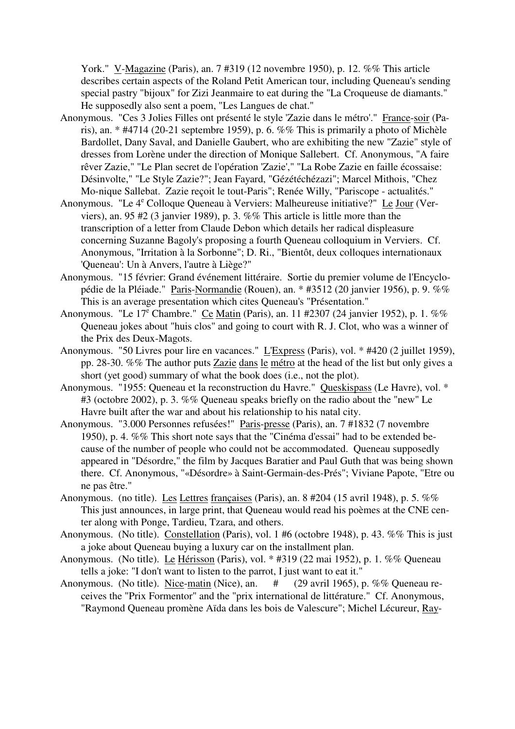York." V-Magazine (Paris), an. 7 #319 (12 novembre 1950), p. 12. %% This article describes certain aspects of the Roland Petit American tour, including Queneau's sending special pastry "bijoux" for Zizi Jeanmaire to eat during the "La Croqueuse de diamants." He supposedly also sent a poem, "Les Langues de chat."

Anonymous. "Ces 3 Jolies Filles ont présenté le style 'Zazie dans le métro'." France-soir (Paris), an. * #4714 (20-21 septembre 1959), p. 6. %% This is primarily a photo of Michèle Bardollet, Dany Saval, and Danielle Gaubert, who are exhibiting the new "Zazie" style of dresses from Lorène under the direction of Monique Sallebert. Cf. Anonymous, "A faire rêver Zazie," "Le Plan secret de l'opération 'Zazie'," "La Robe Zazie en faille écossaise: Désinvolte," "Le Style Zazie?"; Jean Fayard, "Gézétéchézazi"; Marcel Mithois, "Chez Mo-nique Sallebat. Zazie reçoit le tout-Paris"; Renée Willy, "Pariscope - actualités."

Anonymous. "Le 4e Colloque Queneau à Verviers: Malheureuse initiative?" Le Jour (Verviers), an. 95 #2 (3 janvier 1989), p. 3. %% This article is little more than the transcription of a letter from Claude Debon which details her radical displeasure concerning Suzanne Bagoly's proposing a fourth Queneau colloquium in Verviers. Cf. Anonymous, "Irritation à la Sorbonne"; D. Ri., "Bientôt, deux colloques internationaux 'Queneau': Un à Anvers, l'autre à Liège?"

Anonymous. "15 février: Grand événement littéraire. Sortie du premier volume de l'Encyclopédie de la Pléiade." Paris-Normandie (Rouen), an. * #3512 (20 janvier 1956), p. 9. %% This is an average presentation which cites Queneau's "Présentation."

Anonymous. "Le 17e Chambre." Ce Matin (Paris), an. 11 #2307 (24 janvier 1952), p. 1. %% Queneau jokes about "huis clos" and going to court with R. J. Clot, who was a winner of the Prix des Deux-Magots.

Anonymous. "50 Livres pour lire en vacances." L'Express (Paris), vol. * #420 (2 juillet 1959), pp. 28-30. %% The author puts Zazie dans le métro at the head of the list but only gives a short (yet good) summary of what the book does (i.e., not the plot).

Anonymous. "1955: Queneau et la reconstruction du Havre." Queskispass (Le Havre), vol. * #3 (octobre 2002), p. 3. %% Queneau speaks briefly on the radio about the "new" Le Havre built after the war and about his relationship to his natal city.

Anonymous. "3.000 Personnes refusées!" Paris-presse (Paris), an. 7 #1832 (7 novembre 1950), p. 4. %% This short note says that the "Cinéma d'essai" had to be extended because of the number of people who could not be accommodated. Queneau supposedly appeared in "Désordre," the film by Jacques Baratier and Paul Guth that was being shown there. Cf. Anonymous, "«Désordre» à Saint-Germain-des-Prés"; Viviane Papote, "Etre ou ne pas être."

Anonymous. (no title). Les Lettres françaises (Paris), an. 8 #204 (15 avril 1948), p. 5. %% This just announces, in large print, that Queneau would read his poèmes at the CNE center along with Ponge, Tardieu, Tzara, and others.

Anonymous. (No title). Constellation (Paris), vol. 1 #6 (octobre 1948), p. 43. %% This is just a joke about Queneau buying a luxury car on the installment plan.

Anonymous. (No title). Le Hérisson (Paris), vol. * #319 (22 mai 1952), p. 1. %% Queneau tells a joke: "I don't want to listen to the parrot, I just want to eat it."

Anonymous. (No title). Nice-matin (Nice), an. # (29 avril 1965), p. %% Queneau receives the "Prix Formentor" and the "prix international de littérature." Cf. Anonymous, "Raymond Queneau promène Aïda dans les bois de Valescure"; Michel Lécureur, Ray-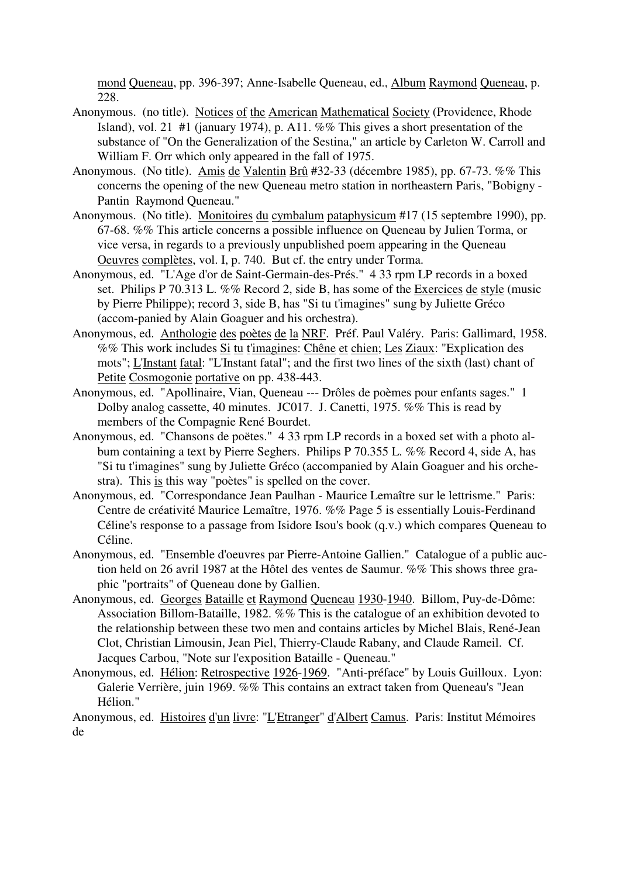mond Queneau, pp. 396-397; Anne-Isabelle Queneau, ed., Album Raymond Queneau, p. 228.

Anonymous. (no title). Notices of the American Mathematical Society (Providence, Rhode Island), vol. 21 #1 (january 1974), p. A11. %% This gives a short presentation of the substance of "On the Generalization of the Sestina," an article by Carleton W. Carroll and William F. Orr which only appeared in the fall of 1975.

Anonymous. (No title). Amis de Valentin Brû #32-33 (décembre 1985), pp. 67-73. %% This concerns the opening of the new Queneau metro station in northeastern Paris, "Bobigny - Pantin Raymond Queneau."

Anonymous. (No title). Monitoires du cymbalum pataphysicum #17 (15 septembre 1990), pp. 67-68. %% This article concerns a possible influence on Queneau by Julien Torma, or vice versa, in regards to a previously unpublished poem appearing in the Queneau Oeuvres complètes, vol. I, p. 740. But cf. the entry under Torma.

Anonymous, ed. "L'Age d'or de Saint-Germain-des-Prés." 4 33 rpm LP records in a boxed set. Philips P 70.313 L. %% Record 2, side B, has some of the Exercices de style (music by Pierre Philippe); record 3, side B, has "Si tu t'imagines" sung by Juliette Gréco (accom-panied by Alain Goaguer and his orchestra).

Anonymous, ed. Anthologie des poètes de la NRF. Préf. Paul Valéry. Paris: Gallimard, 1958. %% This work includes Si tu t'imagines: Chêne et chien; Les Ziaux: "Explication des mots"; L'Instant fatal: "L'Instant fatal"; and the first two lines of the sixth (last) chant of Petite Cosmogonie portative on pp. 438-443.

Anonymous, ed. "Apollinaire, Vian, Queneau --- Drôles de poèmes pour enfants sages." 1 Dolby analog cassette, 40 minutes. JC017. J. Canetti, 1975. %% This is read by members of the Compagnie René Bourdet.

Anonymous, ed. "Chansons de poëtes." 4 33 rpm LP records in a boxed set with a photo album containing a text by Pierre Seghers. Philips P 70.355 L. %% Record 4, side A, has "Si tu t'imagines" sung by Juliette Gréco (accompanied by Alain Goaguer and his orchestra). This is this way "poëtes" is spelled on the cover.

Anonymous, ed. "Correspondance Jean Paulhan - Maurice Lemaître sur le lettrisme." Paris: Centre de créativité Maurice Lemaître, 1976. %% Page 5 is essentially Louis-Ferdinand Céline's response to a passage from Isidore Isou's book (q.v.) which compares Queneau to Céline.

Anonymous, ed. "Ensemble d'oeuvres par Pierre-Antoine Gallien." Catalogue of a public auction held on 26 avril 1987 at the Hôtel des ventes de Saumur. %% This shows three graphic "portraits" of Queneau done by Gallien.

Anonymous, ed. Georges Bataille et Raymond Queneau 1930-1940. Billom, Puy-de-Dôme: Association Billom-Bataille, 1982. %% This is the catalogue of an exhibition devoted to the relationship between these two men and contains articles by Michel Blais, René-Jean Clot, Christian Limousin, Jean Piel, Thierry-Claude Rabany, and Claude Rameil. Cf. Jacques Carbou, "Note sur l'exposition Bataille - Queneau."

Anonymous, ed. Hélion: Retrospective 1926-1969. "Anti-préface" by Louis Guilloux. Lyon: Galerie Verrière, juin 1969. %% This contains an extract taken from Queneau's "Jean Hélion."

Anonymous, ed. Histoires d'un livre: "L'Etranger" d'Albert Camus. Paris: Institut Mémoires de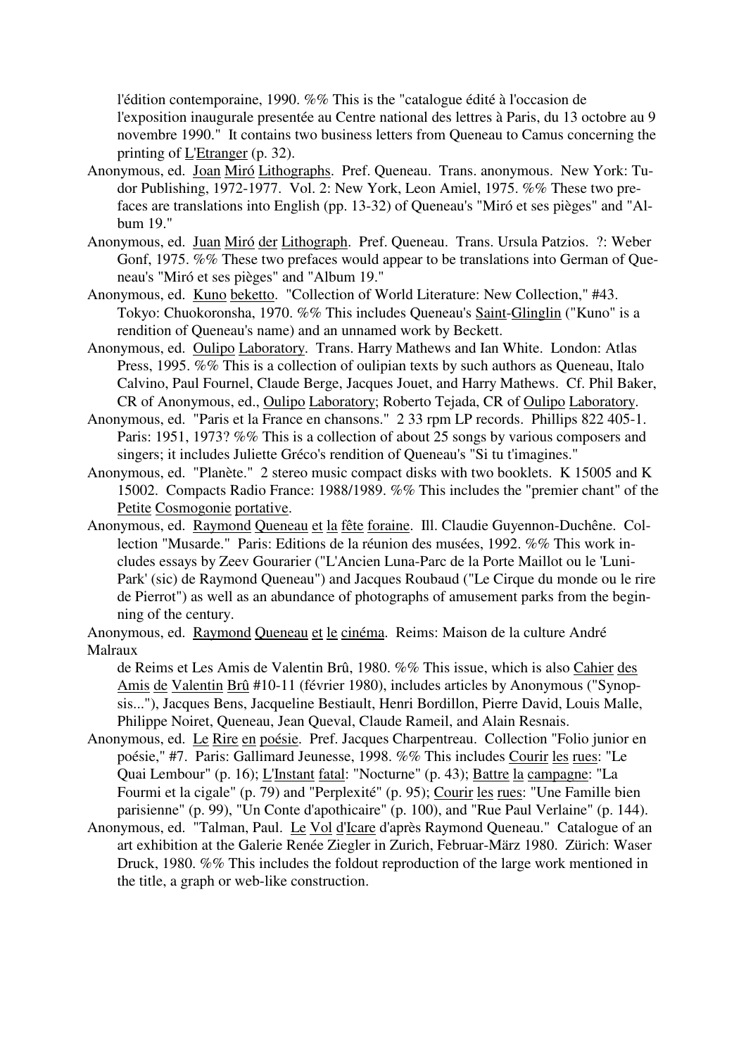l'édition contemporaine, 1990. %% This is the "catalogue édité à l'occasion de l'exposition inaugurale presentée au Centre national des lettres à Paris, du 13 octobre au 9 novembre 1990." It contains two business letters from Queneau to Camus concerning the printing of L'Etranger (p. 32).

Anonymous, ed. Joan Miró Lithographs. Pref. Queneau. Trans. anonymous. New York: Tudor Publishing, 1972-1977. Vol. 2: New York, Leon Amiel, 1975. %% These two prefaces are translations into English (pp. 13-32) of Queneau's "Miró et ses pièges" and "Album 19."

Anonymous, ed. Juan Miró der Lithograph. Pref. Queneau. Trans. Ursula Patzios. ?: Weber Gonf, 1975. %% These two prefaces would appear to be translations into German of Queneau's "Miró et ses pièges" and "Album 19."

Anonymous, ed. Kuno beketto. "Collection of World Literature: New Collection," #43. Tokyo: Chuokoronsha, 1970. %% This includes Queneau's Saint-Glinglin ("Kuno" is a rendition of Queneau's name) and an unnamed work by Beckett.

Anonymous, ed. Oulipo Laboratory. Trans. Harry Mathews and Ian White. London: Atlas Press, 1995. %% This is a collection of oulipian texts by such authors as Queneau, Italo Calvino, Paul Fournel, Claude Berge, Jacques Jouet, and Harry Mathews. Cf. Phil Baker, CR of Anonymous, ed., Oulipo Laboratory; Roberto Tejada, CR of Oulipo Laboratory.

Anonymous, ed. "Paris et la France en chansons." 2 33 rpm LP records. Phillips 822 405-1. Paris: 1951, 1973? %% This is a collection of about 25 songs by various composers and singers; it includes Juliette Gréco's rendition of Queneau's "Si tu t'imagines."

Anonymous, ed. "Planète." 2 stereo music compact disks with two booklets. K 15005 and K 15002. Compacts Radio France: 1988/1989. %% This includes the "premier chant" of the Petite Cosmogonie portative.

Anonymous, ed. Raymond Queneau et la fête foraine. Ill. Claudie Guyennon-Duchêne. Collection "Musarde." Paris: Editions de la réunion des musées, 1992. %% This work includes essays by Zeev Gourarier ("L'Ancien Luna-Parc de la Porte Maillot ou le 'Luni-Park' (sic) de Raymond Queneau") and Jacques Roubaud ("Le Cirque du monde ou le rire de Pierrot") as well as an abundance of photographs of amusement parks from the beginning of the century.

Anonymous, ed. Raymond Queneau et le cinéma. Reims: Maison de la culture André Malraux de Reims et Les Amis de Valentin Brû, 1980. %% This issue, which is also Cahier des Amis de Valentin Brû #10-11 (février 1980), includes articles by Anonymous ("Synopsis..."), Jacques Bens, Jacqueline Bestiault, Henri Bordillon, Pierre David, Louis Malle, Philippe Noiret, Queneau, Jean Queval, Claude Rameil, and Alain Resnais.

Anonymous, ed. Le Rire en poésie. Pref. Jacques Charpentreau. Collection "Folio junior en poésie," #7. Paris: Gallimard Jeunesse, 1998. %% This includes Courir les rues: "Le Quai Lembour" (p. 16); L'Instant fatal: "Nocturne" (p. 43); Battre la campagne: "La Fourmi et la cigale" (p. 79) and "Perplexité" (p. 95); Courir les rues: "Une Famille bien parisienne" (p. 99), "Un Conte d'apothicaire" (p. 100), and "Rue Paul Verlaine" (p. 144).

Anonymous, ed. "Talman, Paul. Le Vol d'Icare d'après Raymond Queneau." Catalogue of an art exhibition at the Galerie Renée Ziegler in Zurich, Februar-März 1980. Zürich: Waser Druck, 1980. %% This includes the foldout reproduction of the large work mentioned in the title, a graph or web-like construction.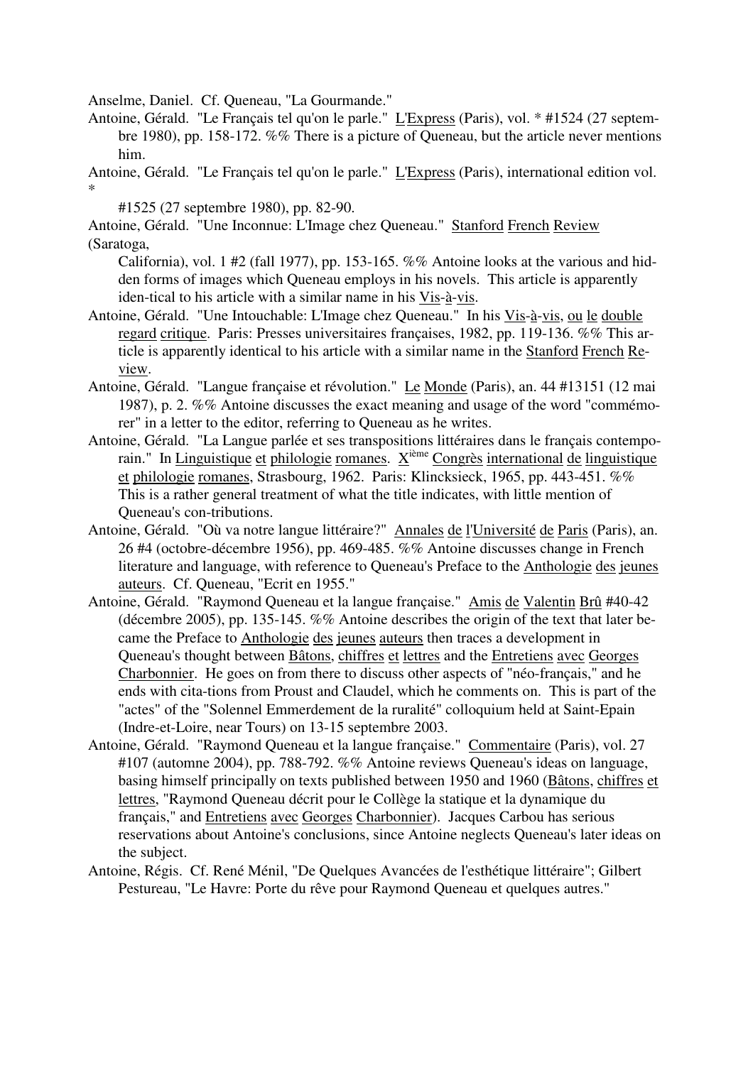Anselme, Daniel. Cf. Queneau, "La Gourmande."

Antoine, Gérald. "Le Français tel qu'on le parle." L'Express (Paris), vol. * #1524 (27 septembre 1980), pp. 158-172. %% There is a picture of Queneau, but the article never mentions him.

Antoine, Gérald. "Le Français tel qu'on le parle." L'Express (Paris), international edition vol. * #1525 (27 septembre 1980), pp. 82-90.

Antoine, Gérald. "Une Inconnue: L'Image chez Queneau." Stanford French Review (Saratoga, California), vol. 1 #2 (fall 1977), pp. 153-165. %% Antoine looks at the various and hidden forms of images which Queneau employs in his novels. This article is apparently iden-tical to his article with a similar name in his Vis-à-vis.

Antoine, Gérald. "Une Intouchable: L'Image chez Queneau." In his Vis-à-vis, ou le double regard critique. Paris: Presses universitaires françaises, 1982, pp. 119-136. %% This article is apparently identical to his article with a similar name in the Stanford French Review.

Antoine, Gérald. "Langue française et révolution." Le Monde (Paris), an. 44 #13151 (12 mai 1987), p. 2. %% Antoine discusses the exact meaning and usage of the word "commémorer" in a letter to the editor, referring to Queneau as he writes.

Antoine, Gérald. "La Langue parlée et ses transpositions littéraires dans le français contemporain." In Linguistique et philologie romanes. X[ième] Congrès international de linguistique et philologie romanes, Strasbourg, 1962. Paris: Klincksieck, 1965, pp. 443-451. %% This is a rather general treatment of what the title indicates, with little mention of Queneau's con-tributions.

Antoine, Gérald. "Où va notre langue littéraire?" Annales de l'Université de Paris (Paris), an. 26 #4 (octobre-décembre 1956), pp. 469-485. %% Antoine discusses change in French literature and language, with reference to Queneau's Preface to the Anthologie des jeunes auteurs. Cf. Queneau, "Ecrit en 1955."

Antoine, Gérald. "Raymond Queneau et la langue française." Amis de Valentin Brû #40-42 (décembre 2005), pp. 135-145. %% Antoine describes the origin of the text that later became the Preface to Anthologie des jeunes auteurs then traces a development in Queneau's thought between Bâtons, chiffres et lettres and the Entretiens avec Georges Charbonnier. He goes on from there to discuss other aspects of "néo-français," and he ends with cita-tions from Proust and Claudel, which he comments on. This is part of the "actes" of the "Solennel Emmerdement de la ruralité" colloquium held at Saint-Epain (Indre-et-Loire, near Tours) on 13-15 septembre 2003.

Antoine, Gérald. "Raymond Queneau et la langue française." Commentaire (Paris), vol. 27 #107 (automne 2004), pp. 788-792. %% Antoine reviews Queneau's ideas on language, basing himself principally on texts published between 1950 and 1960 (Bâtons, chiffres et lettres, "Raymond Queneau décrit pour le Collège la statique et la dynamique du français," and Entretiens avec Georges Charbonnier). Jacques Carbou has serious reservations about Antoine's conclusions, since Antoine neglects Queneau's later ideas on the subject.

Antoine, Régis. Cf. René Ménil, "De Quelques Avancées de l'esthétique littéraire"; Gilbert Pestureau, "Le Havre: Porte du rêve pour Raymond Queneau et quelques autres."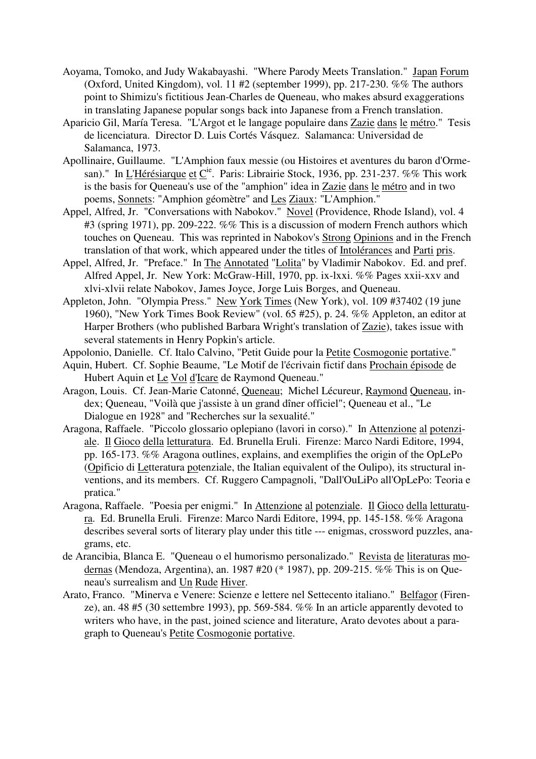Aoyama, Tomoko, and Judy Wakabayashi. "Where Parody Meets Translation." Japan Forum (Oxford, United Kingdom), vol. 11 #2 (september 1999), pp. 217-230. %% The authors point to Shimizu's fictitious Jean-Charles de Queneau, who makes absurd exaggerations in translating Japanese popular songs back into Japanese from a French translation.

Aparicio Gil, María Teresa. "L'Argot et le langage populaire dans Zazie dans le métro." Tesis de licenciatura. Director D. Luis Cortés Vásquez. Salamanca: Universidad de Salamanca, 1973.

Apollinaire, Guillaume. "L'Amphion faux messie (ou Histoires et aventures du baron d'Ormesan)." In L'Hérésiarque et C[ie]. Paris: Librairie Stock, 1936, pp. 231-237. %% This work is the basis for Queneau's use of the "amphion" idea in Zazie dans le métro and in two poems, Sonnets: "Amphion géomètre" and Les Ziaux: "L'Amphion."

Appel, Alfred, Jr. "Conversations with Nabokov." Novel (Providence, Rhode Island), vol. 4 #3 (spring 1971), pp. 209-222. %% This is a discussion of modern French authors which touches on Queneau. This was reprinted in Nabokov's Strong Opinions and in the French translation of that work, which appeared under the titles of Intolérances and Parti pris.

Appel, Alfred, Jr. "Preface." In The Annotated "Lolita" by Vladimir Nabokov. Ed. and pref. Alfred Appel, Jr. New York: McGraw-Hill, 1970, pp. ix-lxxi. %% Pages xxii-xxv and xlvi-xlvii relate Nabokov, James Joyce, Jorge Luis Borges, and Queneau.

Appleton, John. "Olympia Press." New York Times (New York), vol. 109 #37402 (19 june 1960), "New York Times Book Review" (vol. 65 #25), p. 24. %% Appleton, an editor at Harper Brothers (who published Barbara Wright's translation of Zazie), takes issue with several statements in Henry Popkin's article.

Appolonio, Danielle. Cf. Italo Calvino, "Petit Guide pour la Petite Cosmogonie portative."

Aquin, Hubert. Cf. Sophie Beaume, "Le Motif de l'écrivain fictif dans Prochain épisode de Hubert Aquin et Le Vol d'Icare de Raymond Queneau."

Aragon, Louis. Cf. Jean-Marie Catonné, Queneau; Michel Lécureur, Raymond Queneau, index; Queneau, "Voilà que j'assiste à un grand dîner officiel"; Queneau et al., "Le Dialogue en 1928" and "Recherches sur la sexualité."

Aragona, Raffaele. "Piccolo glossario oplepiano (lavori in corso)." In Attenzione al potenziale. Il Gioco della letturatura. Ed. Brunella Eruli. Firenze: Marco Nardi Editore, 1994, pp. 165-173. %% Aragona outlines, explains, and exemplifies the origin of the OpLePo (Opificio di Letteratura potenziale, the Italian equivalent of the Oulipo), its structural inventions, and its members. Cf. Ruggero Campagnoli, "Dall'OuLiPo all'OpLePo: Teoria e pratica."

Aragona, Raffaele. "Poesia per enigmi." In Attenzione al potenziale. Il Gioco della letturatura. Ed. Brunella Eruli. Firenze: Marco Nardi Editore, 1994, pp. 145-158. %% Aragona describes several sorts of literary play under this title --- enigmas, crossword puzzles, anagrams, etc.

de Arancibia, Blanca E. "Queneau o el humorismo personalizado." Revista de literaturas modernas (Mendoza, Argentina), an. 1987 #20 (* 1987), pp. 209-215. %% This is on Queneau's surrealism and Un Rude Hiver.

Arato, Franco. "Minerva e Venere: Scienze e lettere nel Settecento italiano." Belfagor (Firenze), an. 48 #5 (30 settembre 1993), pp. 569-584. %% In an article apparently devoted to writers who have, in the past, joined science and literature, Arato devotes about a paragraph to Queneau's Petite Cosmogonie portative.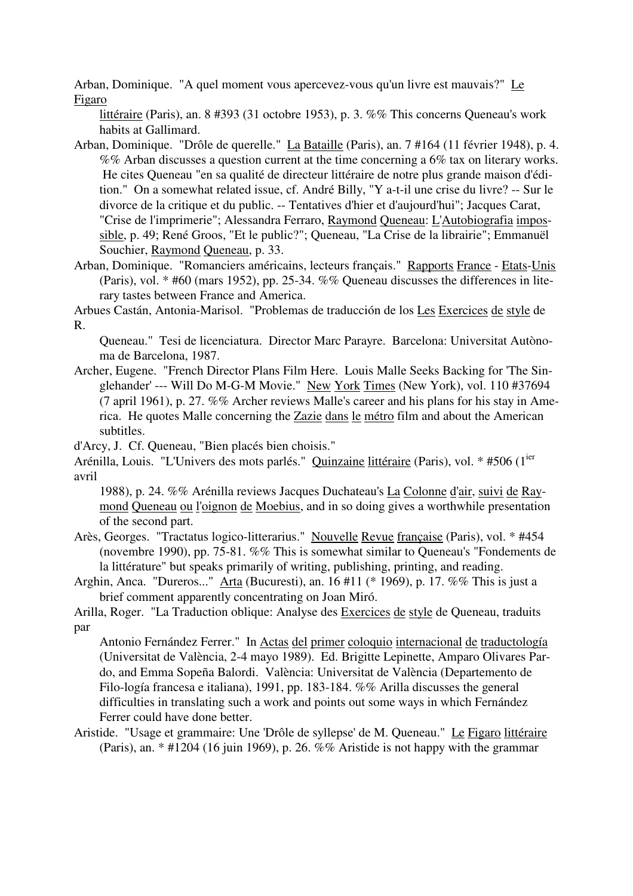Arban, Dominique. "A quel moment vous apercevez-vous qu'un livre est mauvais?" Le Figaro littéraire (Paris), an. 8 #393 (31 octobre 1953), p. 3. %% This concerns Queneau's work habits at Gallimard.

Arban, Dominique. "Drôle de querelle." La Bataille (Paris), an. 7 #164 (11 février 1948), p. 4. %% Arban discusses a question current at the time concerning a 6% tax on literary works. He cites Queneau "en sa qualité de directeur littéraire de notre plus grande maison d'édition." On a somewhat related issue, cf. André Billy, "Y a-t-il une crise du livre? -- Sur le divorce de la critique et du public. -- Tentatives d'hier et d'aujourd'hui"; Jacques Carat, "Crise de l'imprimerie"; Alessandra Ferraro, Raymond Queneau: L'Autobiografia impossible, p. 49; René Groos, "Et le public?"; Queneau, "La Crise de la librairie"; Emmanuël Souchier, Raymond Queneau, p. 33.

Arban, Dominique. "Romanciers américains, lecteurs français." Rapports France - Etats-Unis (Paris), vol. * #60 (mars 1952), pp. 25-34. %% Queneau discusses the differences in literary tastes between France and America.

Arbues Castán, Antonia-Marisol. "Problemas de traducción de los Les Exercices de style de R. Queneau." Tesi de licenciatura. Director Marc Parayre. Barcelona: Universitat Autònoma de Barcelona, 1987.

Archer, Eugene. "French Director Plans Film Here. Louis Malle Seeks Backing for 'The Singlehander' --- Will Do M-G-M Movie." New York Times (New York), vol. 110 #37694 (7 april 1961), p. 27. %% Archer reviews Malle's career and his plans for his stay in America. He quotes Malle concerning the Zazie dans le métro film and about the American subtitles.

d'Arcy, J. Cf. Queneau, "Bien placés bien choisis."

Arénilla, Louis. "L'Univers des mots parlés." Quinzaine littéraire (Paris), vol. * #506 (1ier avril 1988), p. 24. %% Arénilla reviews Jacques Duchateau's La Colonne d'air, suivi de Raymond Queneau ou l'oignon de Moebius, and in so doing gives a worthwhile presentation of the second part.

Arès, Georges. "Tractatus logico-litterarius." Nouvelle Revue française (Paris), vol. * #454 (novembre 1990), pp. 75-81. %% This is somewhat similar to Queneau's "Fondements de la littérature" but speaks primarily of writing, publishing, printing, and reading.

Arghin, Anca. "Dureros..." Arta (Bucuresti), an. 16 #11 (* 1969), p. 17. %% This is just a brief comment apparently concentrating on Joan Miró.

Arilla, Roger. "La Traduction oblique: Analyse des Exercices de style de Queneau, traduits par Antonio Fernández Ferrer." In Actas del primer coloquio internacional de traductología (Universitat de València, 2-4 mayo 1989). Ed. Brigitte Lepinette, Amparo Olivares Pardo, and Emma Sopeña Balordi. València: Universitat de València (Departemento de Filo-logía francesa e italiana), 1991, pp. 183-184. %% Arilla discusses the general difficulties in translating such a work and points out some ways in which Fernández Ferrer could have done better.

Aristide. "Usage et grammaire: Une 'Drôle de syllepse' de M. Queneau." Le Figaro littéraire (Paris), an. * #1204 (16 juin 1969), p. 26. %% Aristide is not happy with the grammar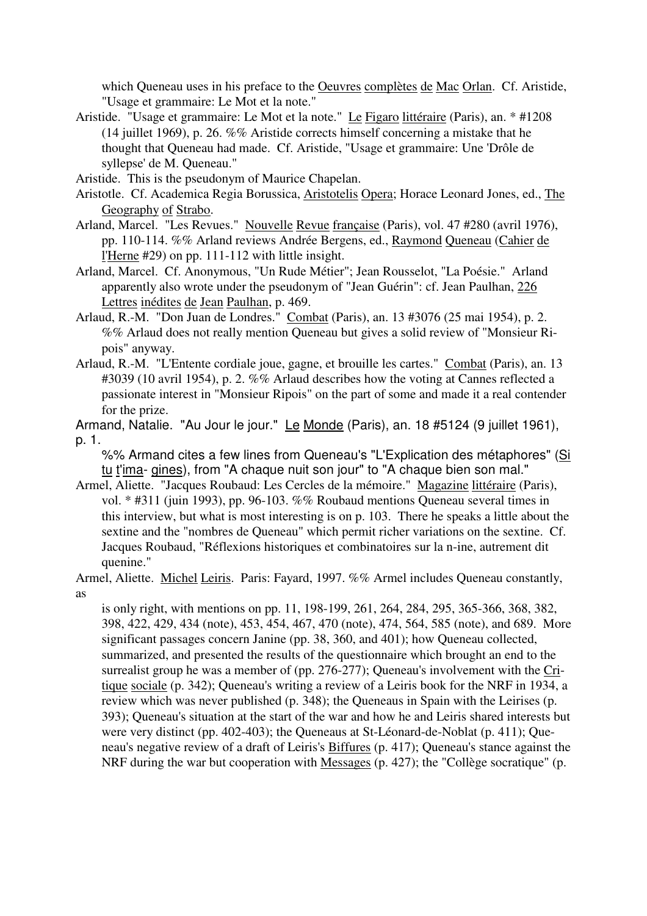which Queneau uses in his preface to the Oeuvres complètes de Mac Orlan. Cf. Aristide, "Usage et grammaire: Le Mot et la note."

Aristide. "Usage et grammaire: Le Mot et la note." Le Figaro littéraire (Paris), an. * #1208 (14 juillet 1969), p. 26. %% Aristide corrects himself concerning a mistake that he thought that Queneau had made. Cf. Aristide, "Usage et grammaire: Une 'Drôle de syllepse' de M. Queneau."

Aristide. This is the pseudonym of Maurice Chapelan.

Aristotle. Cf. Academica Regia Borussica, Aristotelis Opera; Horace Leonard Jones, ed., The Geography of Strabo.

Arland, Marcel. "Les Revues." Nouvelle Revue française (Paris), vol. 47 #280 (avril 1976), pp. 110-114. %% Arland reviews Andrée Bergens, ed., Raymond Queneau (Cahier de l'Herne #29) on pp. 111-112 with little insight.

Arland, Marcel. Cf. Anonymous, "Un Rude Métier"; Jean Rousselot, "La Poésie." Arland apparently also wrote under the pseudonym of "Jean Guérin": cf. Jean Paulhan, 226 Lettres inédites de Jean Paulhan, p. 469.

Arlaud, R.-M. "Don Juan de Londres." Combat (Paris), an. 13 #3076 (25 mai 1954), p. 2. %% Arlaud does not really mention Queneau but gives a solid review of "Monsieur Ripois" anyway.

Arlaud, R.-M. "L'Entente cordiale joue, gagne, et brouille les cartes." Combat (Paris), an. 13 #3039 (10 avril 1954), p. 2. %% Arlaud describes how the voting at Cannes reflected a passionate interest in "Monsieur Ripois" on the part of some and made it a real contender for the prize.

Armand, Natalie. "Au Jour le jour." Le Monde (Paris), an. 18 #5124 (9 juillet 1961), p. 1.
%% Armand cites a few lines from Queneau's "L'Explication des métaphores" (Si tu t'imagines), from "A chaque nuit son jour" to "A chaque bien son mal."

Armel, Aliette. "Jacques Roubaud: Les Cercles de la mémoire." Magazine littéraire (Paris), vol. * #311 (juin 1993), pp. 96-103. %% Roubaud mentions Queneau several times in this interview, but what is most interesting is on p. 103. There he speaks a little about the sextine and the "nombres de Queneau" which permit richer variations on the sextine. Cf. Jacques Roubaud, "Réflexions historiques et combinatoires sur la n-ine, autrement dit quenine."

Armel, Aliette. Michel Leiris. Paris: Fayard, 1997. %% Armel includes Queneau constantly, as is only right, with mentions on pp. 11, 198-199, 261, 264, 284, 295, 365-366, 368, 382, 398, 422, 429, 434 (note), 453, 454, 467, 470 (note), 474, 564, 585 (note), and 689. More significant passages concern Janine (pp. 38, 360, and 401); how Queneau collected, summarized, and presented the results of the questionnaire which brought an end to the surrealist group he was a member of (pp. 276-277); Queneau's involvement with the Critique sociale (p. 342); Queneau's writing a review of a Leiris book for the NRF in 1934, a review which was never published (p. 348); the Queneaus in Spain with the Leirises (p. 393); Queneau's situation at the start of the war and how he and Leiris shared interests but were very distinct (pp. 402-403); the Queneaus at St-Léonard-de-Noblat (p. 411); Queneau's negative review of a draft of Leiris's Biffures (p. 417); Queneau's stance against the NRF during the war but cooperation with Messages (p. 427); the "Collège socratique" (p.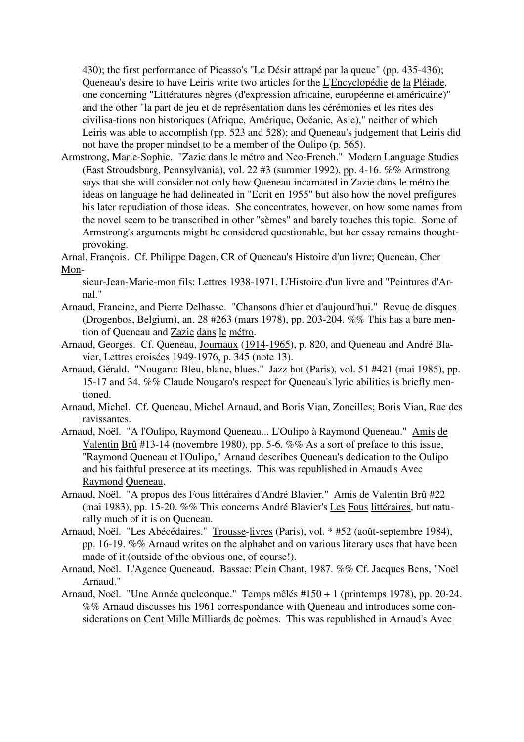430); the first performance of Picasso's "Le Désir attrapé par la queue" (pp. 435-436); Queneau's desire to have Leiris write two articles for the L'Encyclopédie de la Pléiade, one concerning "Littératures nègres (d'expression africaine, européenne et américaine)" and the other "la part de jeu et de représentation dans les cérémonies et les rites des civilisa-tions non historiques (Afrique, Amérique, Océanie, Asie)," neither of which Leiris was able to accomplish (pp. 523 and 528); and Queneau's judgement that Leiris did not have the proper mindset to be a member of the Oulipo (p. 565).

Armstrong, Marie-Sophie. "Zazie dans le métro and Neo-French." Modern Language Studies (East Stroudsburg, Pennsylvania), vol. 22 #3 (summer 1992), pp. 4-16. %% Armstrong says that she will consider not only how Queneau incarnated in Zazie dans le métro the ideas on language he had delineated in "Ecrit en 1955" but also how the novel prefigures his later repudiation of those ideas. She concentrates, however, on how some names from the novel seem to be transcribed in other "sèmes" and barely touches this topic. Some of Armstrong's arguments might be considered questionable, but her essay remains thought-provoking.

Arnal, François. Cf. Philippe Dagen, CR of Queneau's Histoire d'un livre; Queneau, Cher Mon-sieur-Jean-Marie-mon fils: Lettres 1938-1971, L'Histoire d'un livre and "Peintures d'Ar-nal."

Arnaud, Francine, and Pierre Delhasse. "Chansons d'hier et d'aujourd'hui." Revue de disques (Drogenbos, Belgium), an. 28 #263 (mars 1978), pp. 203-204. %% This has a bare mention of Queneau and Zazie dans le métro.

Arnaud, Georges. Cf. Queneau, Journaux (1914-1965), p. 820, and Queneau and André Blavier, Lettres croisées 1949-1976, p. 345 (note 13).

Arnaud, Gérald. "Nougaro: Bleu, blanc, blues." Jazz hot (Paris), vol. 51 #421 (mai 1985), pp. 15-17 and 34. %% Claude Nougaro's respect for Queneau's lyric abilities is briefly mentioned.

Arnaud, Michel. Cf. Queneau, Michel Arnaud, and Boris Vian, Zoneilles; Boris Vian, Rue des ravissantes.

Arnaud, Noël. "A l'Oulipo, Raymond Queneau... L'Oulipo à Raymond Queneau." Amis de Valentin Brû #13-14 (novembre 1980), pp. 5-6. %% As a sort of preface to this issue, "Raymond Queneau et l'Oulipo," Arnaud describes Queneau's dedication to the Oulipo and his faithful presence at its meetings. This was republished in Arnaud's Avec Raymond Queneau.

Arnaud, Noël. "A propos des Fous littéraires d'André Blavier." Amis de Valentin Brû #22 (mai 1983), pp. 15-20. %% This concerns André Blavier's Les Fous littéraires, but naturally much of it is on Queneau.

Arnaud, Noël. "Les Abécédaires." Trousse-livres (Paris), vol. * #52 (août-septembre 1984), pp. 16-19. %% Arnaud writes on the alphabet and on various literary uses that have been made of it (outside of the obvious one, of course!).

Arnaud, Noël. L'Agence Queneaud. Bassac: Plein Chant, 1987. %% Cf. Jacques Bens, "Noël Arnaud."

Arnaud, Noël. "Une Année quelconque." Temps mêlés #150 + 1 (printemps 1978), pp. 20-24. %% Arnaud discusses his 1961 correspondance with Queneau and introduces some considerations on Cent Mille Milliards de poèmes. This was republished in Arnaud's Avec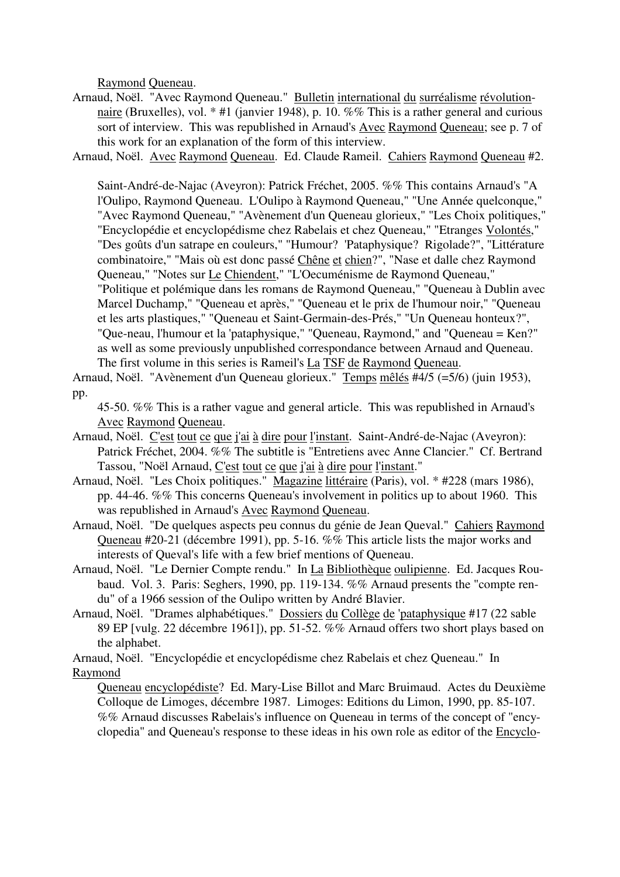Raymond Queneau.

Arnaud, Noël. "Avec Raymond Queneau." Bulletin international du surréalisme révolutionnaire (Bruxelles), vol. * #1 (janvier 1948), p. 10. %% This is a rather general and curious sort of interview. This was republished in Arnaud's Avec Raymond Queneau; see p. 7 of this work for an explanation of the form of this interview.

Arnaud, Noël. Avec Raymond Queneau. Ed. Claude Rameil. Cahiers Raymond Queneau #2. Saint-André-de-Najac (Aveyron): Patrick Fréchet, 2005. %% This contains Arnaud's "A l'Oulipo, Raymond Queneau. L'Oulipo à Raymond Queneau," "Une Année quelconque," "Avec Raymond Queneau," "Avènement d'un Queneau glorieux," "Les Choix politiques," "Encyclopédie et encyclopédisme chez Rabelais et chez Queneau," "Etranges Volontés," "Des goûts d'un satrape en couleurs," "Humour? 'Pataphysique? Rigolade?", "Littérature combinatoire," "Mais où est donc passé Chêne et chien?", "Nase et dalle chez Raymond Queneau," "Notes sur Le Chiendent," "L'Oecuménisme de Raymond Queneau," "Politique et polémique dans les romans de Raymond Queneau," "Queneau à Dublin avec Marcel Duchamp," "Queneau et après," "Queneau et le prix de l'humour noir," "Queneau et les arts plastiques," "Queneau et Saint-Germain-des-Prés," "Un Queneau honteux?", "Que-neau, l'humour et la 'pataphysique," "Queneau, Raymond," and "Queneau = Ken?" as well as some previously unpublished correspondance between Arnaud and Queneau. The first volume in this series is Rameil's La TSF de Raymond Queneau.

Arnaud, Noël. "Avènement d'un Queneau glorieux." Temps mêlés #4/5 (=5/6) (juin 1953), pp. 45-50. %% This is a rather vague and general article. This was republished in Arnaud's Avec Raymond Queneau.

Arnaud, Noël. C'est tout ce que j'ai à dire pour l'instant. Saint-André-de-Najac (Aveyron): Patrick Fréchet, 2004. %% The subtitle is "Entretiens avec Anne Clancier." Cf. Bertrand Tassou, "Noël Arnaud, C'est tout ce que j'ai à dire pour l'instant."

Arnaud, Noël. "Les Choix politiques." Magazine littéraire (Paris), vol. * #228 (mars 1986), pp. 44-46. %% This concerns Queneau's involvement in politics up to about 1960. This was republished in Arnaud's Avec Raymond Queneau.

Arnaud, Noël. "De quelques aspects peu connus du génie de Jean Queval." Cahiers Raymond Queneau #20-21 (décembre 1991), pp. 5-16. %% This article lists the major works and interests of Queval's life with a few brief mentions of Queneau.

Arnaud, Noël. "Le Dernier Compte rendu." In La Bibliothèque oulipienne. Ed. Jacques Roubaud. Vol. 3. Paris: Seghers, 1990, pp. 119-134. %% Arnaud presents the "compte rendu" of a 1966 session of the Oulipo written by André Blavier.

Arnaud, Noël. "Drames alphabétiques." Dossiers du Collège de 'pataphysique #17 (22 sable 89 EP [vulg. 22 décembre 1961]), pp. 51-52. %% Arnaud offers two short plays based on the alphabet.

Arnaud, Noël. "Encyclopédie et encyclopédisme chez Rabelais et chez Queneau." In Raymond Queneau encyclopédiste? Ed. Mary-Lise Billot and Marc Bruimaud. Actes du Deuxième Colloque de Limoges, décembre 1987. Limoges: Editions du Limon, 1990, pp. 85-107. %% Arnaud discusses Rabelais's influence on Queneau in terms of the concept of "encyclopedia" and Queneau's response to these ideas in his own role as editor of the Encyclo-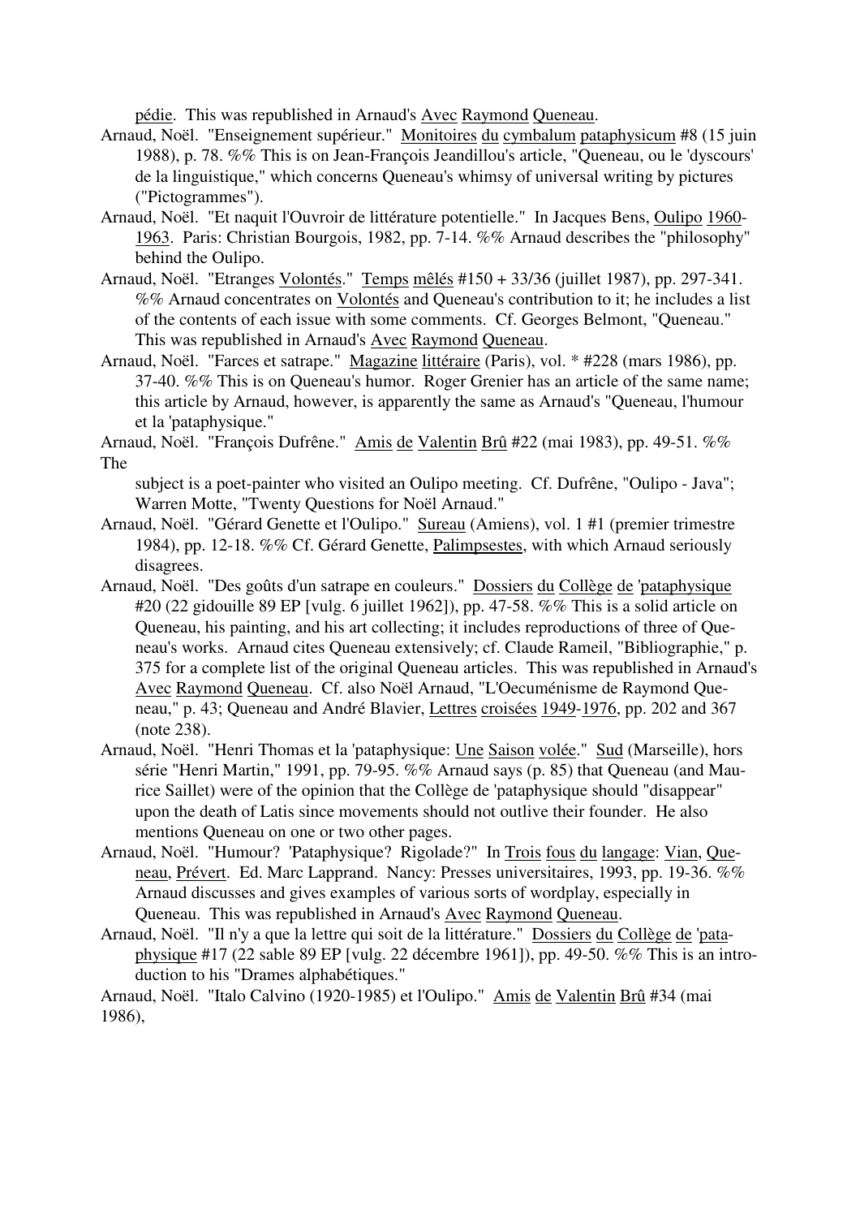pédie. This was republished in Arnaud's Avec Raymond Queneau.

Arnaud, Noël. "Enseignement supérieur." Monitoires du cymbalum pataphysicum #8 (15 juin 1988), p. 78. %% This is on Jean-François Jeandillou's article, "Queneau, ou le 'dyscours' de la linguistique," which concerns Queneau's whimsy of universal writing by pictures ("Pictogrammes").

Arnaud, Noël. "Et naquit l'Ouvroir de littérature potentielle." In Jacques Bens, Oulipo 1960-1963. Paris: Christian Bourgois, 1982, pp. 7-14. %% Arnaud describes the "philosophy" behind the Oulipo.

Arnaud, Noël. "Etranges Volontés." Temps mêlés #150 + 33/36 (juillet 1987), pp. 297-341. %% Arnaud concentrates on Volontés and Queneau's contribution to it; he includes a list of the contents of each issue with some comments. Cf. Georges Belmont, "Queneau." This was republished in Arnaud's Avec Raymond Queneau.

Arnaud, Noël. "Farces et satrape." Magazine littéraire (Paris), vol. * #228 (mars 1986), pp. 37-40. %% This is on Queneau's humor. Roger Grenier has an article of the same name; this article by Arnaud, however, is apparently the same as Arnaud's "Queneau, l'humour et la 'pataphysique."

Arnaud, Noël. "François Dufrêne." Amis de Valentin Brû #22 (mai 1983), pp. 49-51. %% The subject is a poet-painter who visited an Oulipo meeting. Cf. Dufrêne, "Oulipo - Java"; Warren Motte, "Twenty Questions for Noël Arnaud."

Arnaud, Noël. "Gérard Genette et l'Oulipo." Sureau (Amiens), vol. 1 #1 (premier trimestre 1984), pp. 12-18. %% Cf. Gérard Genette, Palimpsestes, with which Arnaud seriously disagrees.

Arnaud, Noël. "Des goûts d'un satrape en couleurs." Dossiers du Collège de 'pataphysique #20 (22 gidouille 89 EP [vulg. 6 juillet 1962]), pp. 47-58. %% This is a solid article on Queneau, his painting, and his art collecting; it includes reproductions of three of Queneau's works. Arnaud cites Queneau extensively; cf. Claude Rameil, "Bibliographie," p. 375 for a complete list of the original Queneau articles. This was republished in Arnaud's Avec Raymond Queneau. Cf. also Noël Arnaud, "L'Oecuménisme de Raymond Queneau," p. 43; Queneau and André Blavier, Lettres croisées 1949-1976, pp. 202 and 367 (note 238).

Arnaud, Noël. "Henri Thomas et la 'pataphysique: Une Saison volée." Sud (Marseille), hors série "Henri Martin," 1991, pp. 79-95. %% Arnaud says (p. 85) that Queneau (and Maurice Saillet) were of the opinion that the Collège de 'pataphysique should "disappear" upon the death of Latis since movements should not outlive their founder. He also mentions Queneau on one or two other pages.

Arnaud, Noël. "Humour? 'Pataphysique? Rigolade?" In Trois fous du langage: Vian, Queneau, Prévert. Ed. Marc Lapprand. Nancy: Presses universitaires, 1993, pp. 19-36. %% Arnaud discusses and gives examples of various sorts of wordplay, especially in Queneau. This was republished in Arnaud's Avec Raymond Queneau.

Arnaud, Noël. "Il n'y a que la lettre qui soit de la littérature." Dossiers du Collège de 'pataphysique #17 (22 sable 89 EP [vulg. 22 décembre 1961]), pp. 49-50. %% This is an introduction to his "Drames alphabétiques."

Arnaud, Noël. "Italo Calvino (1920-1985) et l'Oulipo." Amis de Valentin Brû #34 (mai 1986),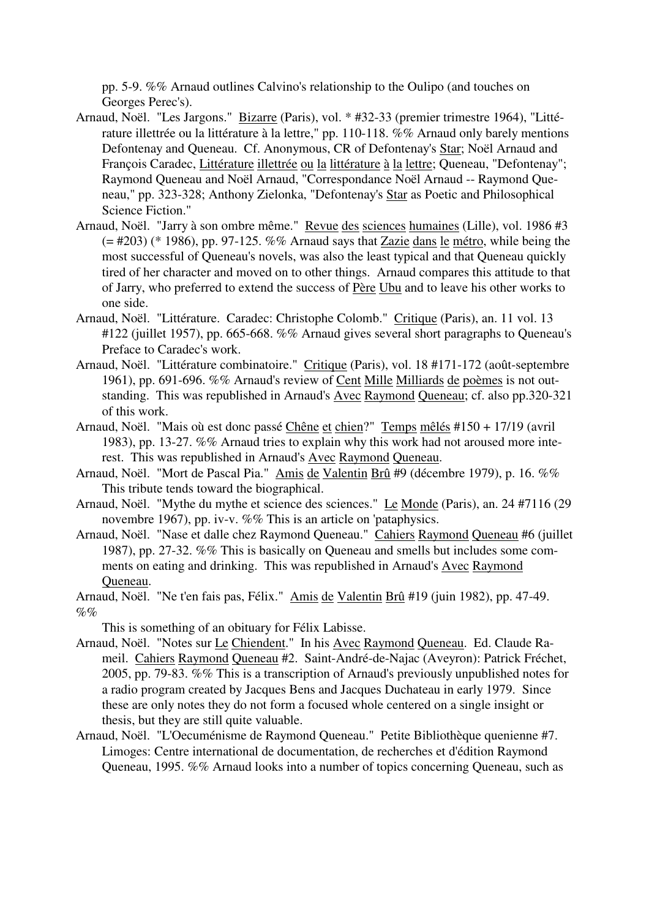pp. 5-9. %% Arnaud outlines Calvino's relationship to the Oulipo (and touches on Georges Perec's).

Arnaud, Noël. "Les Jargons." Bizarre (Paris), vol. * #32-33 (premier trimestre 1964), "Littérature illettrée ou la littérature à la lettre," pp. 110-118. %% Arnaud only barely mentions Defontenay and Queneau. Cf. Anonymous, CR of Defontenay's Star; Noël Arnaud and François Caradec, Littérature illettrée ou la littérature à la lettre; Queneau, "Defontenay"; Raymond Queneau and Noël Arnaud, "Correspondance Noël Arnaud -- Raymond Queneau," pp. 323-328; Anthony Zielonka, "Defontenay's Star as Poetic and Philosophical Science Fiction."

Arnaud, Noël. "Jarry à son ombre même." Revue des sciences humaines (Lille), vol. 1986 #3 (= #203) (* 1986), pp. 97-125. %% Arnaud says that Zazie dans le métro, while being the most successful of Queneau's novels, was also the least typical and that Queneau quickly tired of her character and moved on to other things. Arnaud compares this attitude to that of Jarry, who preferred to extend the success of Père Ubu and to leave his other works to one side.

Arnaud, Noël. "Littérature. Caradec: Christophe Colomb." Critique (Paris), an. 11 vol. 13 #122 (juillet 1957), pp. 665-668. %% Arnaud gives several short paragraphs to Queneau's Preface to Caradec's work.

Arnaud, Noël. "Littérature combinatoire." Critique (Paris), vol. 18 #171-172 (août-septembre 1961), pp. 691-696. %% Arnaud's review of Cent Mille Milliards de poèmes is not outstanding. This was republished in Arnaud's Avec Raymond Queneau; cf. also pp.320-321 of this work.

Arnaud, Noël. "Mais où est donc passé Chêne et chien?" Temps mêlés #150 + 17/19 (avril 1983), pp. 13-27. %% Arnaud tries to explain why this work had not aroused more interest. This was republished in Arnaud's Avec Raymond Queneau.

Arnaud, Noël. "Mort de Pascal Pia." Amis de Valentin Brû #9 (décembre 1979), p. 16. %% This tribute tends toward the biographical.

Arnaud, Noël. "Mythe du mythe et science des sciences." Le Monde (Paris), an. 24 #7116 (29 novembre 1967), pp. iv-v. %% This is an article on 'pataphysics.

Arnaud, Noël. "Nase et dalle chez Raymond Queneau." Cahiers Raymond Queneau #6 (juillet 1987), pp. 27-32. %% This is basically on Queneau and smells but includes some comments on eating and drinking. This was republished in Arnaud's Avec Raymond Queneau.

Arnaud, Noël. "Ne t'en fais pas, Félix." Amis de Valentin Brû #19 (juin 1982), pp. 47-49. %%

This is something of an obituary for Félix Labisse.

Arnaud, Noël. "Notes sur Le Chiendent." In his Avec Raymond Queneau. Ed. Claude Rameil. Cahiers Raymond Queneau #2. Saint-André-de-Najac (Aveyron): Patrick Fréchet, 2005, pp. 79-83. %% This is a transcription of Arnaud's previously unpublished notes for a radio program created by Jacques Bens and Jacques Duchateau in early 1979. Since these are only notes they do not form a focused whole centered on a single insight or thesis, but they are still quite valuable.

Arnaud, Noël. "L'Oecuménisme de Raymond Queneau." Petite Bibliothèque quenienne #7. Limoges: Centre international de documentation, de recherches et d'édition Raymond Queneau, 1995. %% Arnaud looks into a number of topics concerning Queneau, such as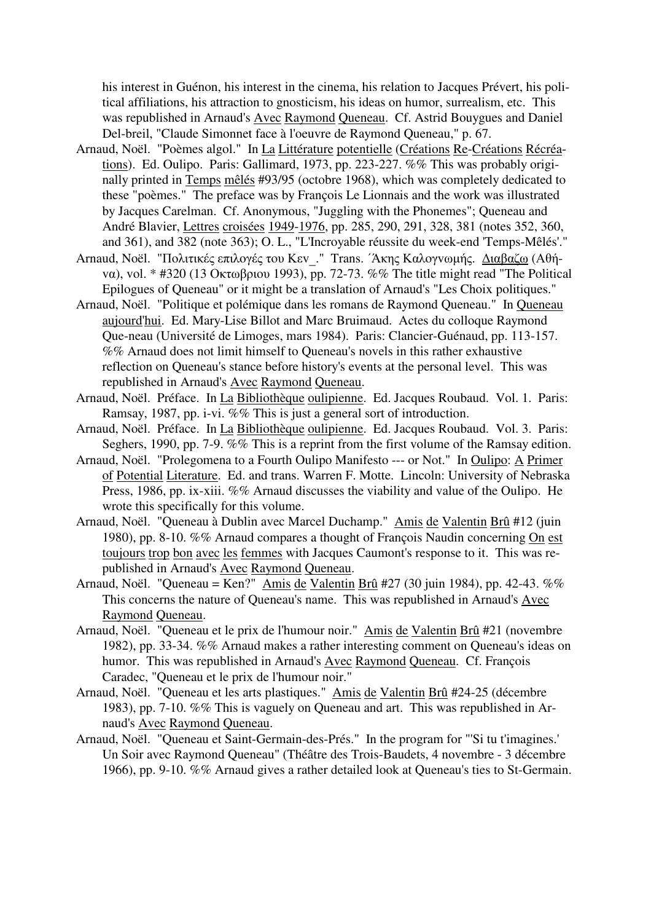his interest in Guénon, his interest in the cinema, his relation to Jacques Prévert, his political affiliations, his attraction to gnosticism, his ideas on humor, surrealism, etc. This was republished in Arnaud's Avec Raymond Queneau. Cf. Astrid Bouygues and Daniel Del-breil, "Claude Simonnet face à l'oeuvre de Raymond Queneau," p. 67.

Arnaud, Noël. "Poèmes algol." In La Littérature potentielle (Créations Re-Créations Récréations). Ed. Oulipo. Paris: Gallimard, 1973, pp. 223-227. %% This was probably originally printed in Temps mêlés #93/95 (octobre 1968), which was completely dedicated to these "poèmes." The preface was by François Le Lionnais and the work was illustrated by Jacques Carelman. Cf. Anonymous, "Juggling with the Phonemes"; Queneau and André Blavier, Lettres croisées 1949-1976, pp. 285, 290, 291, 328, 381 (notes 352, 360, and 361), and 382 (note 363); O. L., "L'Incroyable réussite du week-end 'Temps-Mêlés'."

Arnaud, Noël. "Πολιτικές επιλογές του Κεν_." Trans. Άκης Καλογνωμής. Διαβαζω (Αθήνα), vol. * #320 (13 Οκτωβριου 1993), pp. 72-73. %% The title might read "The Political Epilogues of Queneau" or it might be a translation of Arnaud's "Les Choix politiques."

Arnaud, Noël. "Politique et polémique dans les romans de Raymond Queneau." In Queneau aujourd'hui. Ed. Mary-Lise Billot and Marc Bruimaud. Actes du colloque Raymond Que-neau (Université de Limoges, mars 1984). Paris: Clancier-Guénaud, pp. 113-157. %% Arnaud does not limit himself to Queneau's novels in this rather exhaustive reflection on Queneau's stance before history's events at the personal level. This was republished in Arnaud's Avec Raymond Queneau.

Arnaud, Noël. Préface. In La Bibliothèque oulipienne. Ed. Jacques Roubaud. Vol. 1. Paris: Ramsay, 1987, pp. i-vi. %% This is just a general sort of introduction.

Arnaud, Noël. Préface. In La Bibliothèque oulipienne. Ed. Jacques Roubaud. Vol. 3. Paris: Seghers, 1990, pp. 7-9. %% This is a reprint from the first volume of the Ramsay edition.

Arnaud, Noël. "Prolegomena to a Fourth Oulipo Manifesto --- or Not." In Oulipo: A Primer of Potential Literature. Ed. and trans. Warren F. Motte. Lincoln: University of Nebraska Press, 1986, pp. ix-xiii. %% Arnaud discusses the viability and value of the Oulipo. He wrote this specifically for this volume.

Arnaud, Noël. "Queneau à Dublin avec Marcel Duchamp." Amis de Valentin Brû #12 (juin 1980), pp. 8-10. %% Arnaud compares a thought of François Naudin concerning On est toujours trop bon avec les femmes with Jacques Caumont's response to it. This was republished in Arnaud's Avec Raymond Queneau.

Arnaud, Noël. "Queneau = Ken?" Amis de Valentin Brû #27 (30 juin 1984), pp. 42-43. %% This concerns the nature of Queneau's name. This was republished in Arnaud's Avec Raymond Queneau.

Arnaud, Noël. "Queneau et le prix de l'humour noir." Amis de Valentin Brû #21 (novembre 1982), pp. 33-34. %% Arnaud makes a rather interesting comment on Queneau's ideas on humor. This was republished in Arnaud's Avec Raymond Queneau. Cf. François Caradec, "Queneau et le prix de l'humour noir."

Arnaud, Noël. "Queneau et les arts plastiques." Amis de Valentin Brû #24-25 (décembre 1983), pp. 7-10. %% This is vaguely on Queneau and art. This was republished in Arnaud's Avec Raymond Queneau.

Arnaud, Noël. "Queneau et Saint-Germain-des-Prés." In the program for "'Si tu t'imagines.' Un Soir avec Raymond Queneau" (Théâtre des Trois-Baudets, 4 novembre - 3 décembre 1966), pp. 9-10. %% Arnaud gives a rather detailed look at Queneau's ties to St-Germain.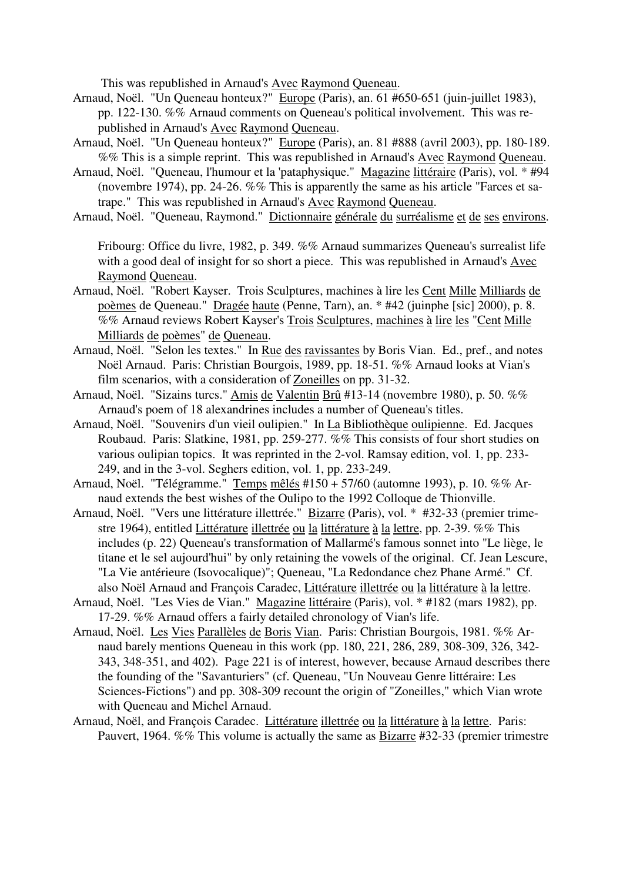This was republished in Arnaud's Avec Raymond Queneau.

Arnaud, Noël. "Un Queneau honteux?" Europe (Paris), an. 61 #650-651 (juin-juillet 1983), pp. 122-130. %% Arnaud comments on Queneau's political involvement. This was republished in Arnaud's Avec Raymond Queneau.

Arnaud, Noël. "Un Queneau honteux?" Europe (Paris), an. 81 #888 (avril 2003), pp. 180-189. %% This is a simple reprint. This was republished in Arnaud's Avec Raymond Queneau.

Arnaud, Noël. "Queneau, l'humour et la 'pataphysique." Magazine littéraire (Paris), vol. * #94 (novembre 1974), pp. 24-26. %% This is apparently the same as his article "Farces et satrape." This was republished in Arnaud's Avec Raymond Queneau.

Arnaud, Noël. "Queneau, Raymond." Dictionnaire générale du surréalisme et de ses environs. Fribourg: Office du livre, 1982, p. 349. %% Arnaud summarizes Queneau's surrealist life with a good deal of insight for so short a piece. This was republished in Arnaud's Avec Raymond Queneau.

Arnaud, Noël. "Robert Kayser. Trois Sculptures, machines à lire les Cent Mille Milliards de poèmes de Queneau." Dragée haute (Penne, Tarn), an. * #42 (juinphe [sic] 2000), p. 8. %% Arnaud reviews Robert Kayser's Trois Sculptures, machines à lire les "Cent Mille Milliards de poèmes" de Queneau.

Arnaud, Noël. "Selon les textes." In Rue des ravissantes by Boris Vian. Ed., pref., and notes Noël Arnaud. Paris: Christian Bourgois, 1989, pp. 18-51. %% Arnaud looks at Vian's film scenarios, with a consideration of Zoneilles on pp. 31-32.

Arnaud, Noël. "Sizains turcs." Amis de Valentin Brû #13-14 (novembre 1980), p. 50. %% Arnaud's poem of 18 alexandrines includes a number of Queneau's titles.

Arnaud, Noël. "Souvenirs d'un vieil oulipien." In La Bibliothèque oulipienne. Ed. Jacques Roubaud. Paris: Slatkine, 1981, pp. 259-277. %% This consists of four short studies on various oulipian topics. It was reprinted in the 2-vol. Ramsay edition, vol. 1, pp. 233-249, and in the 3-vol. Seghers edition, vol. 1, pp. 233-249.

Arnaud, Noël. "Télégramme." Temps mêlés #150 + 57/60 (automne 1993), p. 10. %% Arnaud extends the best wishes of the Oulipo to the 1992 Colloque de Thionville.

Arnaud, Noël. "Vers une littérature illettrée." Bizarre (Paris), vol. * #32-33 (premier trimestre 1964), entitled Littérature illettrée ou la littérature à la lettre, pp. 2-39. %% This includes (p. 22) Queneau's transformation of Mallarmé's famous sonnet into "Le liège, le titane et le sel aujourd'hui" by only retaining the vowels of the original. Cf. Jean Lescure, "La Vie antérieure (Isovocalique)"; Queneau, "La Redondance chez Phane Armé." Cf. also Noël Arnaud and François Caradec, Littérature illettrée ou la littérature à la lettre.

Arnaud, Noël. "Les Vies de Vian." Magazine littéraire (Paris), vol. * #182 (mars 1982), pp. 17-29. %% Arnaud offers a fairly detailed chronology of Vian's life.

Arnaud, Noël. Les Vies Parallèles de Boris Vian. Paris: Christian Bourgois, 1981. %% Arnaud barely mentions Queneau in this work (pp. 180, 221, 286, 289, 308-309, 326, 342-343, 348-351, and 402). Page 221 is of interest, however, because Arnaud describes there the founding of the "Savanturiers" (cf. Queneau, "Un Nouveau Genre littéraire: Les Sciences-Fictions") and pp. 308-309 recount the origin of "Zoneilles," which Vian wrote with Queneau and Michel Arnaud.

Arnaud, Noël, and François Caradec. Littérature illettrée ou la littérature à la lettre. Paris: Pauvert, 1964. %% This volume is actually the same as Bizarre #32-33 (premier trimestre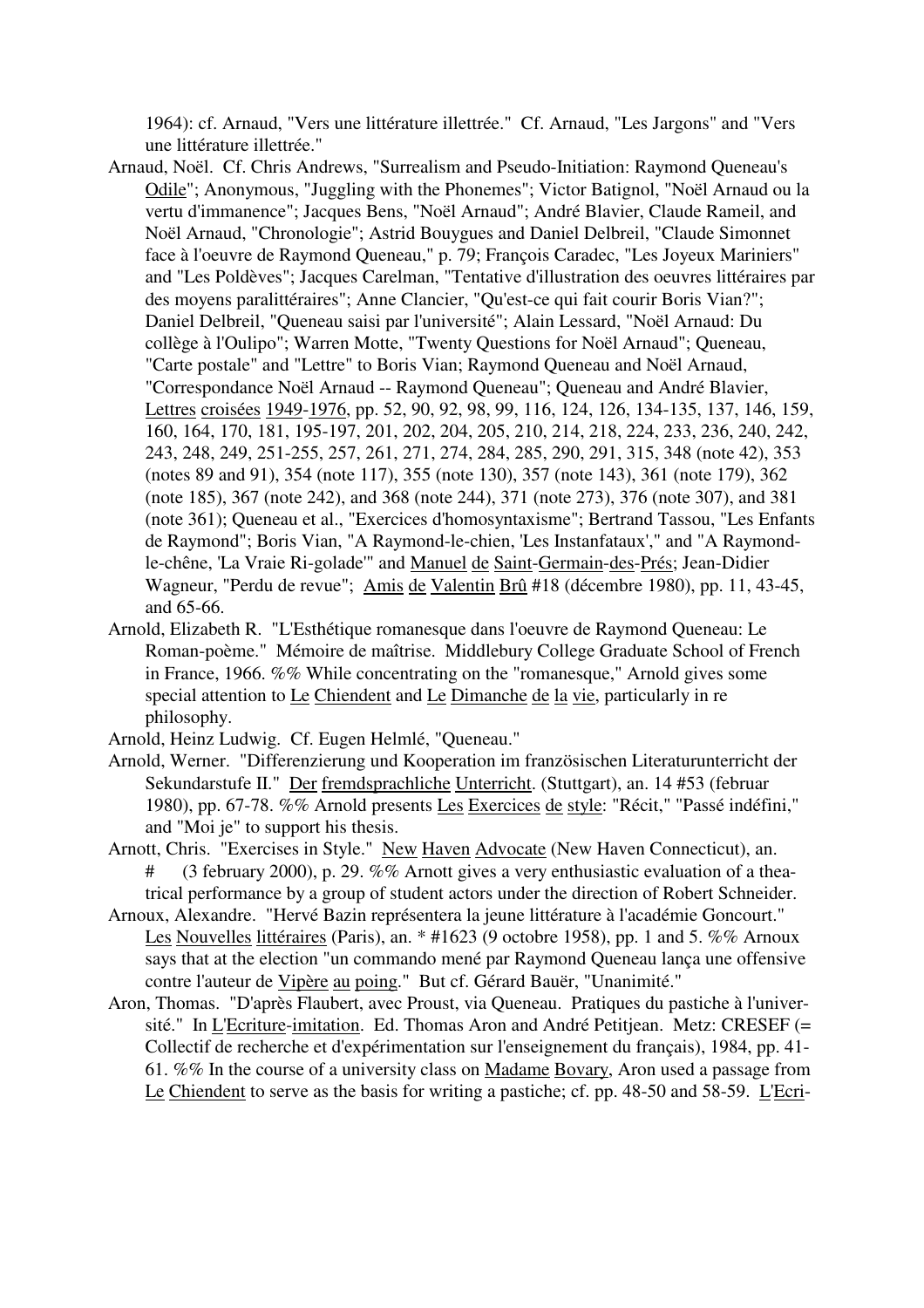1964): cf. Arnaud, "Vers une littérature illettrée." Cf. Arnaud, "Les Jargons" and "Vers une littérature illettrée."

Arnaud, Noël. Cf. Chris Andrews, "Surrealism and Pseudo-Initiation: Raymond Queneau's Odile"; Anonymous, "Juggling with the Phonemes"; Victor Batignol, "Noël Arnaud ou la vertu d'immanence"; Jacques Bens, "Noël Arnaud"; André Blavier, Claude Rameil, and Noël Arnaud, "Chronologie"; Astrid Bouygues and Daniel Delbreil, "Claude Simonnet face à l'oeuvre de Raymond Queneau," p. 79; François Caradec, "Les Joyeux Mariniers" and "Les Poldèves"; Jacques Carelman, "Tentative d'illustration des oeuvres littéraires par des moyens paralittéraires"; Anne Clancier, "Qu'est-ce qui fait courir Boris Vian?"; Daniel Delbreil, "Queneau saisi par l'université"; Alain Lessard, "Noël Arnaud: Du collège à l'Oulipo"; Warren Motte, "Twenty Questions for Noël Arnaud"; Queneau, "Carte postale" and "Lettre" to Boris Vian; Raymond Queneau and Noël Arnaud, "Correspondance Noël Arnaud -- Raymond Queneau"; Queneau and André Blavier, Lettres croisées 1949-1976, pp. 52, 90, 92, 98, 99, 116, 124, 126, 134-135, 137, 146, 159, 160, 164, 170, 181, 195-197, 201, 202, 204, 205, 210, 214, 218, 224, 233, 236, 240, 242, 243, 248, 249, 251-255, 257, 261, 271, 274, 284, 285, 290, 291, 315, 348 (note 42), 353 (notes 89 and 91), 354 (note 117), 355 (note 130), 357 (note 143), 361 (note 179), 362 (note 185), 367 (note 242), and 368 (note 244), 371 (note 273), 376 (note 307), and 381 (note 361); Queneau et al., "Exercices d'homosyntaxisme"; Bertrand Tassou, "Les Enfants de Raymond"; Boris Vian, "A Raymond-le-chien, 'Les Instanfataux'," and "A Raymond-le-chêne, 'La Vraie Ri-golade'" and Manuel de Saint-Germain-des-Prés; Jean-Didier Wagneur, "Perdu de revue"; Amis de Valentin Brû #18 (décembre 1980), pp. 11, 43-45, and 65-66.

Arnold, Elizabeth R. "L'Esthétique romanesque dans l'oeuvre de Raymond Queneau: Le Roman-poème." Mémoire de maîtrise. Middlebury College Graduate School of French in France, 1966. %% While concentrating on the "romanesque," Arnold gives some special attention to Le Chiendent and Le Dimanche de la vie, particularly in re philosophy.

Arnold, Heinz Ludwig. Cf. Eugen Helmlé, "Queneau."

Arnold, Werner. "Differenzierung und Kooperation im französischen Literaturunterricht der Sekundarstufe II." Der fremdsprachliche Unterricht. (Stuttgart), an. 14 #53 (februar 1980), pp. 67-78. %% Arnold presents Les Exercices de style: "Récit," "Passé indéfini," and "Moi je" to support his thesis.

Arnott, Chris. "Exercises in Style." New Haven Advocate (New Haven Connecticut), an. # (3 february 2000), p. 29. %% Arnott gives a very enthusiastic evaluation of a theatrical performance by a group of student actors under the direction of Robert Schneider.

Arnoux, Alexandre. "Hervé Bazin représentera la jeune littérature à l'académie Goncourt." Les Nouvelles littéraires (Paris), an. * #1623 (9 octobre 1958), pp. 1 and 5. %% Arnoux says that at the election "un commando mené par Raymond Queneau lança une offensive contre l'auteur de Vipère au poing." But cf. Gérard Bauër, "Unanimité."

Aron, Thomas. "D'après Flaubert, avec Proust, via Queneau. Pratiques du pastiche à l'université." In L'Ecriture-imitation. Ed. Thomas Aron and André Petitjean. Metz: CRESEF (= Collectif de recherche et d'expérimentation sur l'enseignement du français), 1984, pp. 41-61. %% In the course of a university class on Madame Bovary, Aron used a passage from Le Chiendent to serve as the basis for writing a pastiche; cf. pp. 48-50 and 58-59. L'Ecri-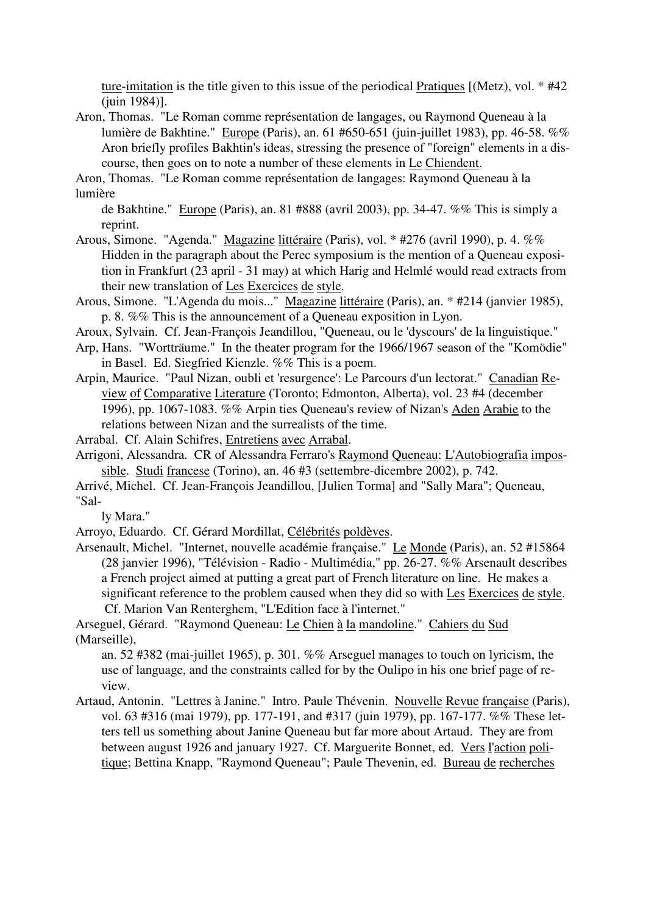ture-imitation is the title given to this issue of the periodical Pratiques [(Metz), vol. * #42 (juin 1984)].

Aron, Thomas. "Le Roman comme représentation de langages, ou Raymond Queneau à la lumière de Bakhtine." Europe (Paris), an. 61 #650-651 (juin-juillet 1983), pp. 46-58. %% Aron briefly profiles Bakhtin's ideas, stressing the presence of "foreign" elements in a discourse, then goes on to note a number of these elements in Le Chiendent.

Aron, Thomas. "Le Roman comme représentation de langages: Raymond Queneau à la lumière de Bakhtine." Europe (Paris), an. 81 #888 (avril 2003), pp. 34-47. %% This is simply a reprint.

Arous, Simone. "Agenda." Magazine littéraire (Paris), vol. * #276 (avril 1990), p. 4. %% Hidden in the paragraph about the Perec symposium is the mention of a Queneau exposition in Frankfurt (23 april - 31 may) at which Harig and Helmlé would read extracts from their new translation of Les Exercices de style.

Arous, Simone. "L'Agenda du mois..." Magazine littéraire (Paris), an. * #214 (janvier 1985), p. 8. %% This is the announcement of a Queneau exposition in Lyon.

Aroux, Sylvain. Cf. Jean-François Jeandillou, "Queneau, ou le 'dyscours' de la linguistique."

Arp, Hans. "Wortträume." In the theater program for the 1966/1967 season of the "Komödie" in Basel. Ed. Siegfried Kienzle. %% This is a poem.

Arpin, Maurice. "Paul Nizan, oubli et 'resurgence': Le Parcours d'un lectorat." Canadian Review of Comparative Literature (Toronto; Edmonton, Alberta), vol. 23 #4 (december 1996), pp. 1067-1083. %% Arpin ties Queneau's review of Nizan's Aden Arabie to the relations between Nizan and the surrealists of the time.

Arrabal. Cf. Alain Schifres, Entretiens avec Arrabal.

Arrigoni, Alessandra. CR of Alessandra Ferraro's Raymond Queneau: L'Autobiografia impossible. Studi francese (Torino), an. 46 #3 (settembre-dicembre 2002), p. 742.

Arrivé, Michel. Cf. Jean-François Jeandillou, [Julien Torma] and "Sally Mara"; Queneau, "Sally Mara."

Arroyo, Eduardo. Cf. Gérard Mordillat, Célébrités poldèves.

Arsenault, Michel. "Internet, nouvelle académie française." Le Monde (Paris), an. 52 #15864 (28 janvier 1996), "Télévision - Radio - Multimédia," pp. 26-27. %% Arsenault describes a French project aimed at putting a great part of French literature on line. He makes a significant reference to the problem caused when they did so with Les Exercices de style. Cf. Marion Van Renterghem, "L'Edition face à l'internet."

Arseguel, Gérard. "Raymond Queneau: Le Chien à la mandoline." Cahiers du Sud (Marseille), an. 52 #382 (mai-juillet 1965), p. 301. %% Arseguel manages to touch on lyricism, the use of language, and the constraints called for by the Oulipo in his one brief page of review.

Artaud, Antonin. "Lettres à Janine." Intro. Paule Thévenin. Nouvelle Revue française (Paris), vol. 63 #316 (mai 1979), pp. 177-191, and #317 (juin 1979), pp. 167-177. %% These letters tell us something about Janine Queneau but far more about Artaud. They are from between august 1926 and january 1927. Cf. Marguerite Bonnet, ed. Vers l'action politique; Bettina Knapp, "Raymond Queneau"; Paule Thevenin, ed. Bureau de recherches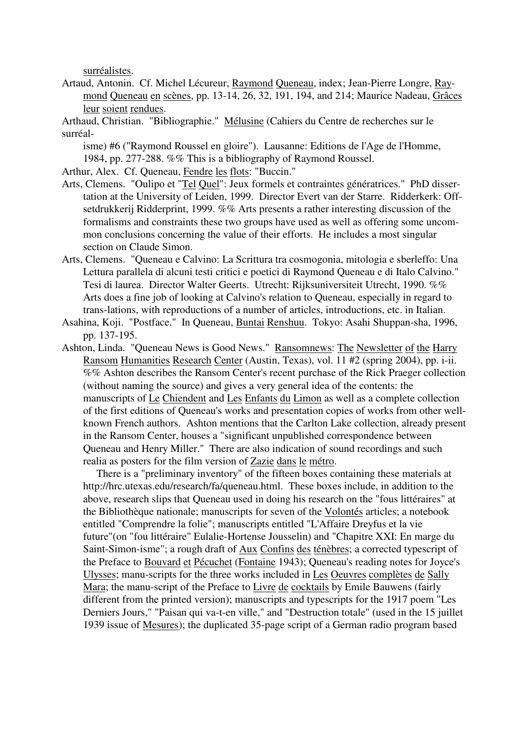surréalistes.

Artaud, Antonin. Cf. Michel Lécureur, Raymond Queneau, index; Jean-Pierre Longre, Raymond Queneau en scènes, pp. 13-14, 26, 32, 191, 194, and 214; Maurice Nadeau, Grâces leur soient rendues.

Arthaud, Christian. "Bibliographie." Mélusine (Cahiers du Centre de recherches sur le surréalisme) #6 ("Raymond Roussel en gloire"). Lausanne: Editions de l'Age de l'Homme, 1984, pp. 277-288. %% This is a bibliography of Raymond Roussel.

Arthur, Alex. Cf. Queneau, Fendre les flots: "Buccin."

Arts, Clemens. "Oulipo et "Tel Quel": Jeux formels et contraintes génératrices." PhD dissertation at the University of Leiden, 1999. Director Evert van der Starre. Ridderkerk: Offsetdrukkerij Ridderprint, 1999. %% Arts presents a rather interesting discussion of the formalisms and constraints these two groups have used as well as offering some uncommon conclusions concerning the value of their efforts. He includes a most singular section on Claude Simon.

Arts, Clemens. "Queneau e Calvino: La Scrittura tra cosmogonia, mitologia e sberleffo: Una Lettura parallela di alcuni testi critici e poetici di Raymond Queneau e di Italo Calvino." Tesi di laurea. Director Walter Geerts. Utrecht: Rijksuniversiteit Utrecht, 1990. %% Arts does a fine job of looking at Calvino's relation to Queneau, especially in regard to trans-lations, with reproductions of a number of articles, introductions, etc. in Italian.

Asahina, Koji. "Postface." In Queneau, Buntai Renshuu. Tokyo: Asahi Shuppan-sha, 1996, pp. 137-195.

Ashton, Linda. "Queneau News is Good News." Ransomnews: The Newsletter of the Harry Ransom Humanities Research Center (Austin, Texas), vol. 11 #2 (spring 2004), pp. i-ii. %% Ashton describes the Ransom Center's recent purchase of the Rick Praeger collection (without naming the source) and gives a very general idea of the contents: the manuscripts of Le Chiendent and Les Enfants du Limon as well as a complete collection of the first editions of Queneau's works and presentation copies of works from other well-known French authors. Ashton mentions that the Carlton Lake collection, already present in the Ransom Center, houses a "significant unpublished correspondence between Queneau and Henry Miller." There are also indication of sound recordings and such realia as posters for the film version of Zazie dans le métro.

There is a "preliminary inventory" of the fifteen boxes containing these materials at http://hrc.utexas.edu/research/fa/queneau.html. These boxes include, in addition to the above, research slips that Queneau used in doing his research on the "fous littéraires" at the Bibliothèque nationale; manuscripts for seven of the Volontés articles; a notebook entitled "Comprendre la folie"; manuscripts entitled "L'Affaire Dreyfus et la vie future"(on "fou littéraire" Eulalie-Hortense Jousselin) and "Chapitre XXI: En marge du Saint-Simon-isme"; a rough draft of Aux Confins des ténèbres; a corrected typescript of the Preface to Bouvard et Pécuchet (Fontaine 1943); Queneau's reading notes for Joyce's Ulysses; manu-scripts for the three works included in Les Oeuvres complètes de Sally Mara; the manu-script of the Preface to Livre de cocktails by Emile Bauwens (fairly different from the printed version); manuscripts and typescripts for the 1917 poem "Les Derniers Jours," "Paisan qui va-t-en ville," and "Destruction totale" (used in the 15 juillet 1939 issue of Mesures); the duplicated 35-page script of a German radio program based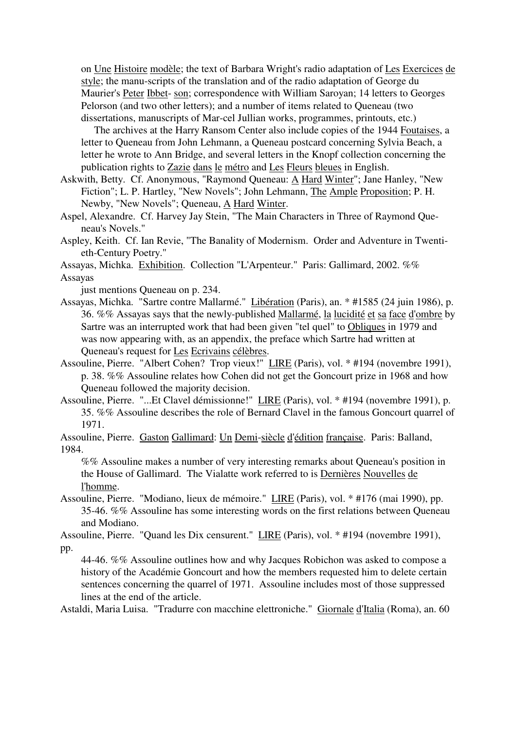on Une Histoire modèle; the text of Barbara Wright's radio adaptation of Les Exercices de style; the manu-scripts of the translation and of the radio adaptation of George du Maurier's Peter Ibbet- son; correspondence with William Saroyan; 14 letters to Georges Pelorson (and two other letters); and a number of items related to Queneau (two dissertations, manuscripts of Mar-cel Jullian works, programmes, printouts, etc.)

The archives at the Harry Ransom Center also include copies of the 1944 Foutaises, a letter to Queneau from John Lehmann, a Queneau postcard concerning Sylvia Beach, a letter he wrote to Ann Bridge, and several letters in the Knopf collection concerning the publication rights to Zazie dans le métro and Les Fleurs bleues in English.

Askwith, Betty. Cf. Anonymous, "Raymond Queneau: A Hard Winter"; Jane Hanley, "New Fiction"; L. P. Hartley, "New Novels"; John Lehmann, The Ample Proposition; P. H. Newby, "New Novels"; Queneau, A Hard Winter.

Aspel, Alexandre. Cf. Harvey Jay Stein, "The Main Characters in Three of Raymond Queneau's Novels."

Aspley, Keith. Cf. Ian Revie, "The Banality of Modernism. Order and Adventure in Twentieth-Century Poetry."

Assayas, Michka. Exhibition. Collection "L'Arpenteur." Paris: Gallimard, 2002. %% Assayas just mentions Queneau on p. 234.

Assayas, Michka. "Sartre contre Mallarmé." Libération (Paris), an. * #1585 (24 juin 1986), p. 36. %% Assayas says that the newly-published Mallarmé, la lucidité et sa face d'ombre by Sartre was an interrupted work that had been given "tel quel" to Obliques in 1979 and was now appearing with, as an appendix, the preface which Sartre had written at Queneau's request for Les Ecrivains célèbres.

Assouline, Pierre. "Albert Cohen? Trop vieux!" LIRE (Paris), vol. * #194 (novembre 1991), p. 38. %% Assouline relates how Cohen did not get the Goncourt prize in 1968 and how Queneau followed the majority decision.

Assouline, Pierre. "...Et Clavel démissionne!" LIRE (Paris), vol. * #194 (novembre 1991), p. 35. %% Assouline describes the role of Bernard Clavel in the famous Goncourt quarrel of 1971.

Assouline, Pierre. Gaston Gallimard: Un Demi-siècle d'édition française. Paris: Balland, 1984.
%% Assouline makes a number of very interesting remarks about Queneau's position in the House of Gallimard. The Vialatte work referred to is Dernières Nouvelles de l'homme.

Assouline, Pierre. "Modiano, lieux de mémoire." LIRE (Paris), vol. * #176 (mai 1990), pp. 35-46. %% Assouline has some interesting words on the first relations between Queneau and Modiano.

Assouline, Pierre. "Quand les Dix censurent." LIRE (Paris), vol. * #194 (novembre 1991), pp. 44-46. %% Assouline outlines how and why Jacques Robichon was asked to compose a history of the Académie Goncourt and how the members requested him to delete certain sentences concerning the quarrel of 1971. Assouline includes most of those suppressed lines at the end of the article.

Astaldi, Maria Luisa. "Tradurre con macchine elettroniche." Giornale d'Italia (Roma), an. 60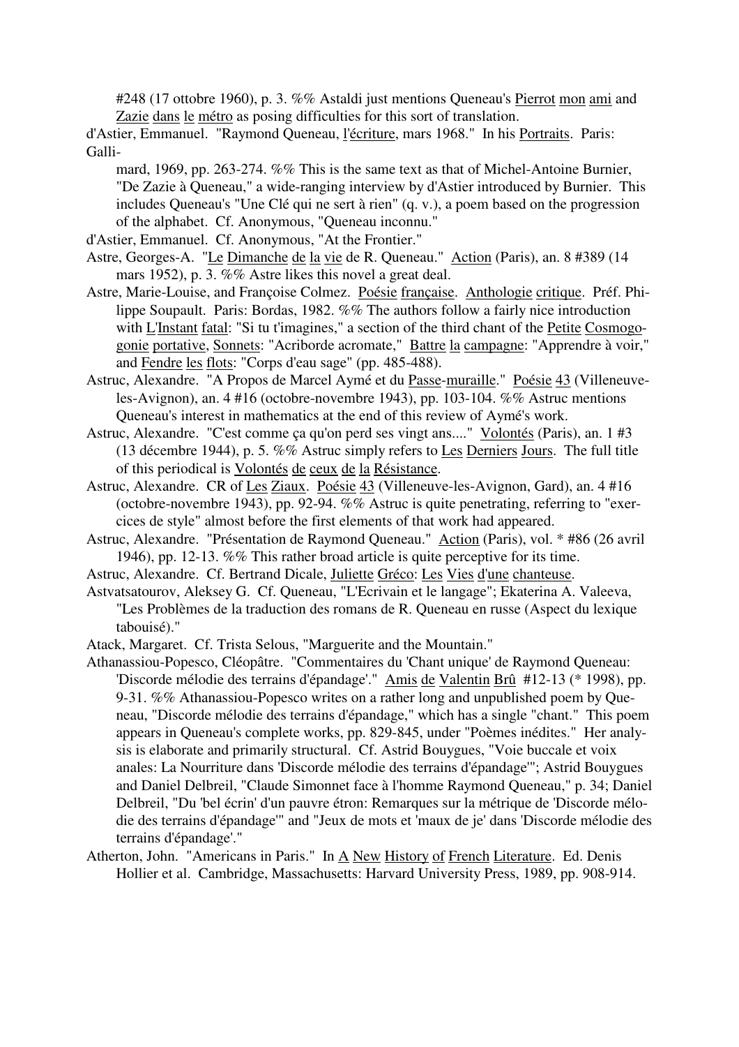#248 (17 ottobre 1960), p. 3. %% Astaldi just mentions Queneau's Pierrot mon ami and Zazie dans le métro as posing difficulties for this sort of translation.

d'Astier, Emmanuel. "Raymond Queneau, l'écriture, mars 1968." In his Portraits. Paris: Gallimard, 1969, pp. 263-274. %% This is the same text as that of Michel-Antoine Burnier, "De Zazie à Queneau," a wide-ranging interview by d'Astier introduced by Burnier. This includes Queneau's "Une Clé qui ne sert à rien" (q. v.), a poem based on the progression of the alphabet. Cf. Anonymous, "Queneau inconnu."

d'Astier, Emmanuel. Cf. Anonymous, "At the Frontier."

Astre, Georges-A. "Le Dimanche de la vie de R. Queneau." Action (Paris), an. 8 #389 (14 mars 1952), p. 3. %% Astre likes this novel a great deal.

Astre, Marie-Louise, and Françoise Colmez. Poésie française. Anthologie critique. Préf. Philippe Soupault. Paris: Bordas, 1982. %% The authors follow a fairly nice introduction with L'Instant fatal: "Si tu t'imagines," a section of the third chant of the Petite Cosmogonie portative, Sonnets: "Acriborde acromate," Battre la campagne: "Apprendre à voir," and Fendre les flots: "Corps d'eau sage" (pp. 485-488).

Astruc, Alexandre. "A Propos de Marcel Aymé et du Passe-muraille." Poésie 43 (Villeneuve-les-Avignon), an. 4 #16 (octobre-novembre 1943), pp. 103-104. %% Astruc mentions Queneau's interest in mathematics at the end of this review of Aymé's work.

Astruc, Alexandre. "C'est comme ça qu'on perd ses vingt ans...." Volontés (Paris), an. 1 #3 (13 décembre 1944), p. 5. %% Astruc simply refers to Les Derniers Jours. The full title of this periodical is Volontés de ceux de la Résistance.

Astruc, Alexandre. CR of Les Ziaux. Poésie 43 (Villeneuve-les-Avignon, Gard), an. 4 #16 (octobre-novembre 1943), pp. 92-94. %% Astruc is quite penetrating, referring to "exercices de style" almost before the first elements of that work had appeared.

Astruc, Alexandre. "Présentation de Raymond Queneau." Action (Paris), vol. * #86 (26 avril 1946), pp. 12-13. %% This rather broad article is quite perceptive for its time.

Astruc, Alexandre. Cf. Bertrand Dicale, Juliette Gréco: Les Vies d'une chanteuse.

Astvatsatourov, Aleksey G. Cf. Queneau, "L'Ecrivain et le langage"; Ekaterina A. Valeeva, "Les Problèmes de la traduction des romans de R. Queneau en russe (Aspect du lexique tabouisé)."

Atack, Margaret. Cf. Trista Selous, "Marguerite and the Mountain."

Athanassiou-Popesco, Cléopâtre. "Commentaires du 'Chant unique' de Raymond Queneau: 'Discorde mélodie des terrains d'épandage'." Amis de Valentin Brû #12-13 (* 1998), pp. 9-31. %% Athanassiou-Popesco writes on a rather long and unpublished poem by Queneau, "Discorde mélodie des terrains d'épandage," which has a single "chant." This poem appears in Queneau's complete works, pp. 829-845, under "Poèmes inédites." Her analysis is elaborate and primarily structural. Cf. Astrid Bouygues, "Voie buccale et voix anales: La Nourriture dans 'Discorde mélodie des terrains d'épandage'"; Astrid Bouygues and Daniel Delbreil, "Claude Simonnet face à l'homme Raymond Queneau," p. 34; Daniel Delbreil, "Du 'bel écrin' d'un pauvre étron: Remarques sur la métrique de 'Discorde mélodie des terrains d'épandage'" and "Jeux de mots et 'maux de je' dans 'Discorde mélodie des terrains d'épandage'."

Atherton, John. "Americans in Paris." In A New History of French Literature. Ed. Denis Hollier et al. Cambridge, Massachusetts: Harvard University Press, 1989, pp. 908-914.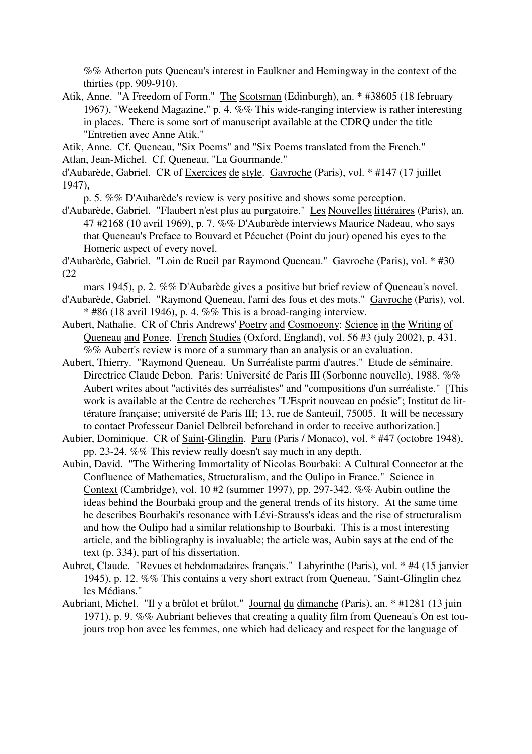%% Atherton puts Queneau's interest in Faulkner and Hemingway in the context of the thirties (pp. 909-910).

Atik, Anne. "A Freedom of Form." The Scotsman (Edinburgh), an. * #38605 (18 february 1967), "Weekend Magazine," p. 4. %% This wide-ranging interview is rather interesting in places. There is some sort of manuscript available at the CDRQ under the title "Entretien avec Anne Atik."

Atik, Anne. Cf. Queneau, "Six Poems" and "Six Poems translated from the French."

Atlan, Jean-Michel. Cf. Queneau, "La Gourmande."

d'Aubarède, Gabriel. CR of Exercices de style. Gavroche (Paris), vol. * #147 (17 juillet 1947), p. 5. %% D'Aubarède's review is very positive and shows some perception.

d'Aubarède, Gabriel. "Flaubert n'est plus au purgatoire." Les Nouvelles littéraires (Paris), an. 47 #2168 (10 avril 1969), p. 7. %% D'Aubarède interviews Maurice Nadeau, who says that Queneau's Preface to Bouvard et Pécuchet (Point du jour) opened his eyes to the Homeric aspect of every novel.

d'Aubarède, Gabriel. "Loin de Rueil par Raymond Queneau." Gavroche (Paris), vol. * #30 (22 mars 1945), p. 2. %% D'Aubarède gives a positive but brief review of Queneau's novel.

d'Aubarède, Gabriel. "Raymond Queneau, l'ami des fous et des mots." Gavroche (Paris), vol. * #86 (18 avril 1946), p. 4. %% This is a broad-ranging interview.

Aubert, Nathalie. CR of Chris Andrews' Poetry and Cosmogony: Science in the Writing of Queneau and Ponge. French Studies (Oxford, England), vol. 56 #3 (july 2002), p. 431. %% Aubert's review is more of a summary than an analysis or an evaluation.

Aubert, Thierry. "Raymond Queneau. Un Surréaliste parmi d'autres." Etude de séminaire. Directrice Claude Debon. Paris: Université de Paris III (Sorbonne nouvelle), 1988. %% Aubert writes about "activités des surréalistes" and "compositions d'un surréaliste." [This work is available at the Centre de recherches "L'Esprit nouveau en poésie"; Institut de littérature française; université de Paris III; 13, rue de Santeuil, 75005. It will be necessary to contact Professeur Daniel Delbreil beforehand in order to receive authorization.]

Aubier, Dominique. CR of Saint-Glinglin. Paru (Paris / Monaco), vol. * #47 (octobre 1948), pp. 23-24. %% This review really doesn't say much in any depth.

Aubin, David. "The Withering Immortality of Nicolas Bourbaki: A Cultural Connector at the Confluence of Mathematics, Structuralism, and the Oulipo in France." Science in Context (Cambridge), vol. 10 #2 (summer 1997), pp. 297-342. %% Aubin outline the ideas behind the Bourbaki group and the general trends of its history. At the same time he describes Bourbaki's resonance with Lévi-Strauss's ideas and the rise of structuralism and how the Oulipo had a similar relationship to Bourbaki. This is a most interesting article, and the bibliography is invaluable; the article was, Aubin says at the end of the text (p. 334), part of his dissertation.

Aubret, Claude. "Revues et hebdomadaires français." Labyrinthe (Paris), vol. * #4 (15 janvier 1945), p. 12. %% This contains a very short extract from Queneau, "Saint-Glinglin chez les Médians."

Aubriant, Michel. "Il y a brûlot et brûlot." Journal du dimanche (Paris), an. * #1281 (13 juin 1971), p. 9. %% Aubriant believes that creating a quality film from Queneau's On est toujours trop bon avec les femmes, one which had delicacy and respect for the language of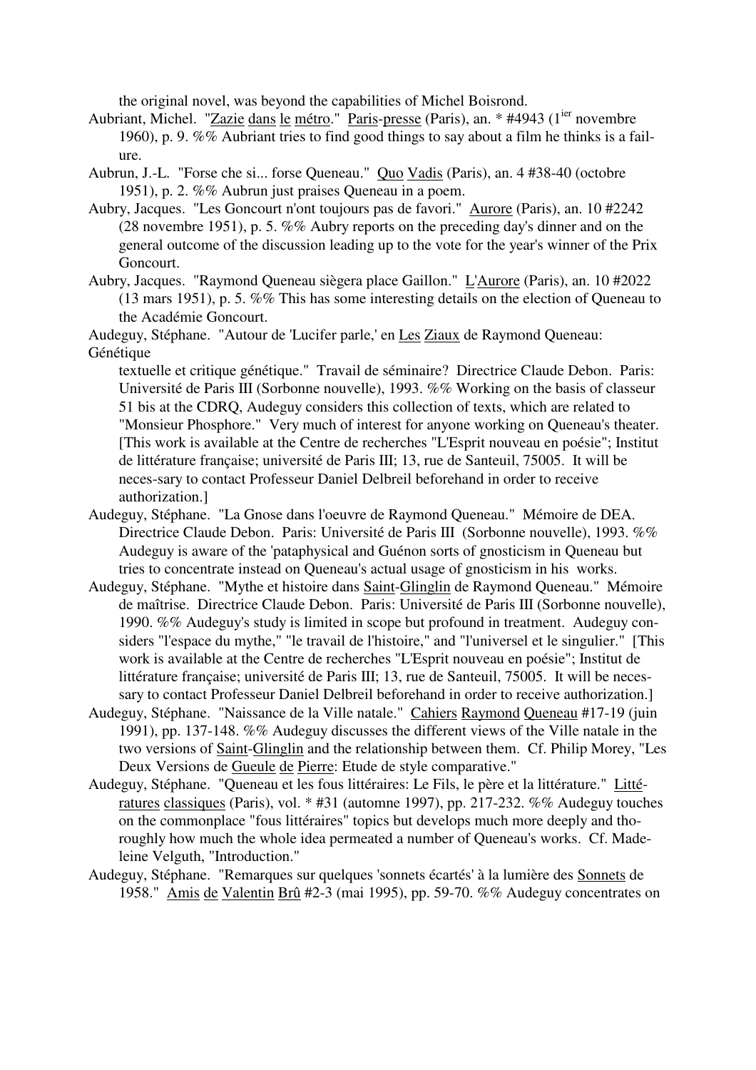the original novel, was beyond the capabilities of Michel Boisrond.

Aubriant, Michel. "Zazie dans le métro." Paris-presse (Paris), an. * #4943 (1ier novembre 1960), p. 9. %% Aubriant tries to find good things to say about a film he thinks is a failure.

Aubrun, J.-L. "Forse che si... forse Queneau." Quo Vadis (Paris), an. 4 #38-40 (octobre 1951), p. 2. %% Aubrun just praises Queneau in a poem.

Aubry, Jacques. "Les Goncourt n'ont toujours pas de favori." Aurore (Paris), an. 10 #2242 (28 novembre 1951), p. 5. %% Aubry reports on the preceding day's dinner and on the general outcome of the discussion leading up to the vote for the year's winner of the Prix Goncourt.

Aubry, Jacques. "Raymond Queneau siègera place Gaillon." L'Aurore (Paris), an. 10 #2022 (13 mars 1951), p. 5. %% This has some interesting details on the election of Queneau to the Académie Goncourt.

Audeguy, Stéphane. "Autour de 'Lucifer parle,' en Les Ziaux de Raymond Queneau: Génétique textuelle et critique génétique." Travail de séminaire? Directrice Claude Debon. Paris: Université de Paris III (Sorbonne nouvelle), 1993. %% Working on the basis of classeur 51 bis at the CDRQ, Audeguy considers this collection of texts, which are related to "Monsieur Phosphore." Very much of interest for anyone working on Queneau's theater. [This work is available at the Centre de recherches "L'Esprit nouveau en poésie"; Institut de littérature française; université de Paris III; 13, rue de Santeuil, 75005. It will be neces-sary to contact Professeur Daniel Delbreil beforehand in order to receive authorization.]

Audeguy, Stéphane. "La Gnose dans l'oeuvre de Raymond Queneau." Mémoire de DEA. Directrice Claude Debon. Paris: Université de Paris III (Sorbonne nouvelle), 1993. %% Audeguy is aware of the 'pataphysical and Guénon sorts of gnosticism in Queneau but tries to concentrate instead on Queneau's actual usage of gnosticism in his works.

Audeguy, Stéphane. "Mythe et histoire dans Saint-Glinglin de Raymond Queneau." Mémoire de maîtrise. Directrice Claude Debon. Paris: Université de Paris III (Sorbonne nouvelle), 1990. %% Audeguy's study is limited in scope but profound in treatment. Audeguy considers "l'espace du mythe," "le travail de l'histoire," and "l'universel et le singulier." [This work is available at the Centre de recherches "L'Esprit nouveau en poésie"; Institut de littérature française; université de Paris III; 13, rue de Santeuil, 75005. It will be necessary to contact Professeur Daniel Delbreil beforehand in order to receive authorization.]

Audeguy, Stéphane. "Naissance de la Ville natale." Cahiers Raymond Queneau #17-19 (juin 1991), pp. 137-148. %% Audeguy discusses the different views of the Ville natale in the two versions of Saint-Glinglin and the relationship between them. Cf. Philip Morey, "Les Deux Versions de Gueule de Pierre: Etude de style comparative."

Audeguy, Stéphane. "Queneau et les fous littéraires: Le Fils, le père et la littérature." Littératures classiques (Paris), vol. * #31 (automne 1997), pp. 217-232. %% Audeguy touches on the commonplace "fous littéraires" topics but develops much more deeply and thoroughly how much the whole idea permeated a number of Queneau's works. Cf. Madeleine Velguth, "Introduction."

Audeguy, Stéphane. "Remarques sur quelques 'sonnets écartés' à la lumière des Sonnets de 1958." Amis de Valentin Brû #2-3 (mai 1995), pp. 59-70. %% Audeguy concentrates on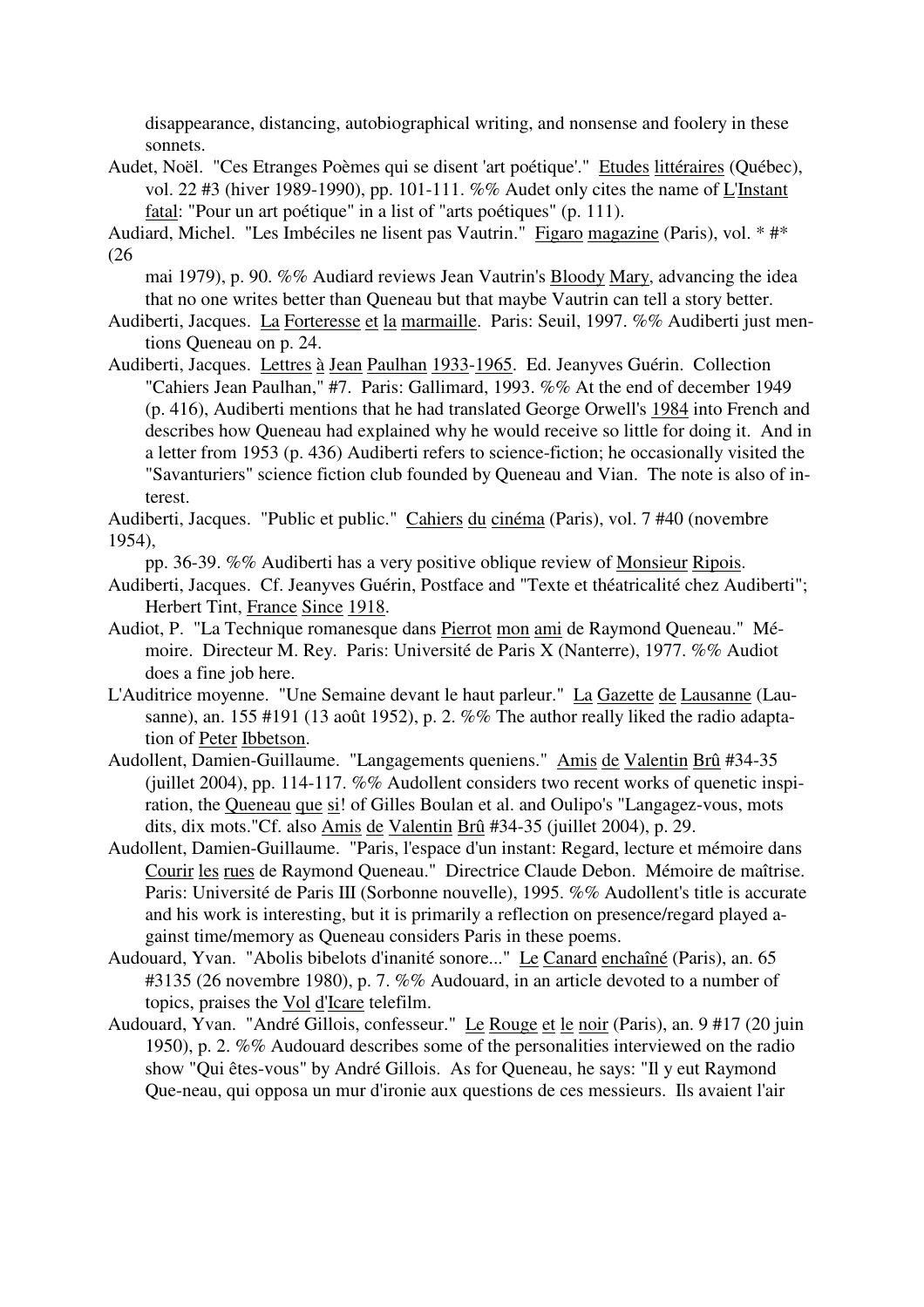disappearance, distancing, autobiographical writing, and nonsense and foolery in these sonnets.

Audet, Noël. "Ces Etranges Poèmes qui se disent 'art poétique'." Etudes littéraires (Québec), vol. 22 #3 (hiver 1989-1990), pp. 101-111. %% Audet only cites the name of L'Instant fatal: "Pour un art poétique" in a list of "arts poétiques" (p. 111).

Audiard, Michel. "Les Imbéciles ne lisent pas Vautrin." Figaro magazine (Paris), vol. * #* (26 mai 1979), p. 90. %% Audiard reviews Jean Vautrin's Bloody Mary, advancing the idea that no one writes better than Queneau but that maybe Vautrin can tell a story better.

Audiberti, Jacques. La Forteresse et la marmaille. Paris: Seuil, 1997. %% Audiberti just mentions Queneau on p. 24.

Audiberti, Jacques. Lettres à Jean Paulhan 1933-1965. Ed. Jeanyves Guérin. Collection "Cahiers Jean Paulhan," #7. Paris: Gallimard, 1993. %% At the end of december 1949 (p. 416), Audiberti mentions that he had translated George Orwell's 1984 into French and describes how Queneau had explained why he would receive so little for doing it. And in a letter from 1953 (p. 436) Audiberti refers to science-fiction; he occasionally visited the "Savanturiers" science fiction club founded by Queneau and Vian. The note is also of interest.

Audiberti, Jacques. "Public et public." Cahiers du cinéma (Paris), vol. 7 #40 (novembre 1954), pp. 36-39. %% Audiberti has a very positive oblique review of Monsieur Ripois.

Audiberti, Jacques. Cf. Jeanyves Guérin, Postface and "Texte et théatricalité chez Audiberti"; Herbert Tint, France Since 1918.

Audiot, P. "La Technique romanesque dans Pierrot mon ami de Raymond Queneau." Mémoire. Directeur M. Rey. Paris: Université de Paris X (Nanterre), 1977. %% Audiot does a fine job here.

L'Auditrice moyenne. "Une Semaine devant le haut parleur." La Gazette de Lausanne (Lausanne), an. 155 #191 (13 août 1952), p. 2. %% The author really liked the radio adaptation of Peter Ibbetson.

Audollent, Damien-Guillaume. "Langagements queniens." Amis de Valentin Brû #34-35 (juillet 2004), pp. 114-117. %% Audollent considers two recent works of quenetic inspiration, the Queneau que si! of Gilles Boulan et al. and Oulipo's "Langagez-vous, mots dits, dix mots."Cf. also Amis de Valentin Brû #34-35 (juillet 2004), p. 29.

Audollent, Damien-Guillaume. "Paris, l'espace d'un instant: Regard, lecture et mémoire dans Courir les rues de Raymond Queneau." Directrice Claude Debon. Mémoire de maîtrise. Paris: Université de Paris III (Sorbonne nouvelle), 1995. %% Audollent's title is accurate and his work is interesting, but it is primarily a reflection on presence/regard played against time/memory as Queneau considers Paris in these poems.

Audouard, Yvan. "Abolis bibelots d'inanité sonore..." Le Canard enchaîné (Paris), an. 65 #3135 (26 novembre 1980), p. 7. %% Audouard, in an article devoted to a number of topics, praises the Vol d'Icare telefilm.

Audouard, Yvan. "André Gillois, confesseur." Le Rouge et le noir (Paris), an. 9 #17 (20 juin 1950), p. 2. %% Audouard describes some of the personalities interviewed on the radio show "Qui êtes-vous" by André Gillois. As for Queneau, he says: "Il y eut Raymond Que-neau, qui opposa un mur d'ironie aux questions de ces messieurs. Ils avaient l'air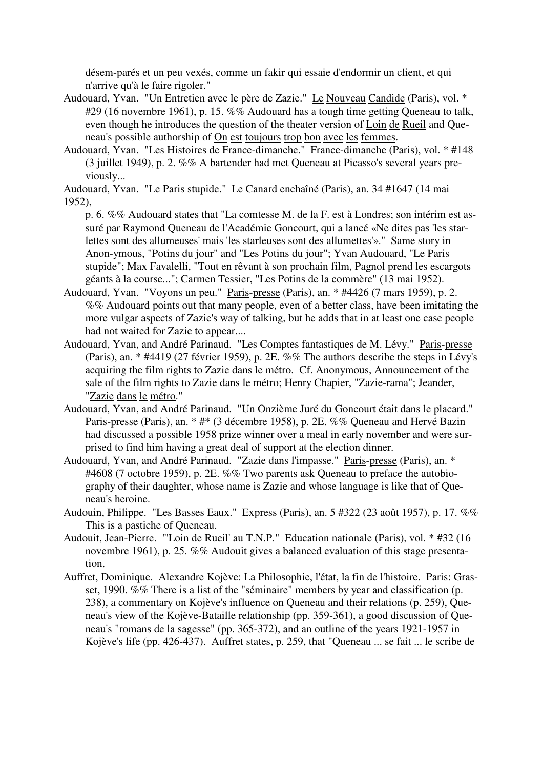désem-parés et un peu vexés, comme un fakir qui essaie d'endormir un client, et qui n'arrive qu'à le faire rigoler."

Audouard, Yvan. "Un Entretien avec le père de Zazie." Le Nouveau Candide (Paris), vol. * #29 (16 novembre 1961), p. 15. %% Audouard has a tough time getting Queneau to talk, even though he introduces the question of the theater version of Loin de Rueil and Queneau's possible authorship of On est toujours trop bon avec les femmes.

Audouard, Yvan. "Les Histoires de France-dimanche." France-dimanche (Paris), vol. * #148 (3 juillet 1949), p. 2. %% A bartender had met Queneau at Picasso's several years previously...

Audouard, Yvan. "Le Paris stupide." Le Canard enchaîné (Paris), an. 34 #1647 (14 mai 1952), p. 6. %% Audouard states that "La comtesse M. de la F. est à Londres; son intérim est assuré par Raymond Queneau de l'Académie Goncourt, qui a lancé «Ne dites pas 'les starlettes sont des allumeuses' mais 'les starleuses sont des allumettes'»." Same story in Anon-ymous, "Potins du jour" and "Les Potins du jour"; Yvan Audouard, "Le Paris stupide"; Max Favalelli, "Tout en rêvant à son prochain film, Pagnol prend les escargots géants à la course..."; Carmen Tessier, "Les Potins de la commère" (13 mai 1952).

Audouard, Yvan. "Voyons un peu." Paris-presse (Paris), an. * #4426 (7 mars 1959), p. 2. %% Audouard points out that many people, even of a better class, have been imitating the more vulgar aspects of Zazie's way of talking, but he adds that in at least one case people had not waited for Zazie to appear....

Audouard, Yvan, and André Parinaud. "Les Comptes fantastiques de M. Lévy." Paris-presse (Paris), an. * #4419 (27 février 1959), p. 2E. %% The authors describe the steps in Lévy's acquiring the film rights to Zazie dans le métro. Cf. Anonymous, Announcement of the sale of the film rights to Zazie dans le métro; Henry Chapier, "Zazie-rama"; Jeander, "Zazie dans le métro."

Audouard, Yvan, and André Parinaud. "Un Onzième Juré du Goncourt était dans le placard." Paris-presse (Paris), an. * #* (3 décembre 1958), p. 2E. %% Queneau and Hervé Bazin had discussed a possible 1958 prize winner over a meal in early november and were surprised to find him having a great deal of support at the election dinner.

Audouard, Yvan, and André Parinaud. "Zazie dans l'impasse." Paris-presse (Paris), an. * #4608 (7 octobre 1959), p. 2E. %% Two parents ask Queneau to preface the autobiography of their daughter, whose name is Zazie and whose language is like that of Queneau's heroine.

Audouin, Philippe. "Les Basses Eaux." Express (Paris), an. 5 #322 (23 août 1957), p. 17. %% This is a pastiche of Queneau.

Audouit, Jean-Pierre. "'Loin de Rueil' au T.N.P." Education nationale (Paris), vol. * #32 (16 novembre 1961), p. 25. %% Audouit gives a balanced evaluation of this stage presentation.

Auffret, Dominique. Alexandre Kojève: La Philosophie, l'état, la fin de l'histoire. Paris: Grasset, 1990. %% There is a list of the "séminaire" members by year and classification (p. 238), a commentary on Kojève's influence on Queneau and their relations (p. 259), Queneau's view of the Kojève-Bataille relationship (pp. 359-361), a good discussion of Queneau's "romans de la sagesse" (pp. 365-372), and an outline of the years 1921-1957 in Kojève's life (pp. 426-437). Auffret states, p. 259, that "Queneau ... se fait ... le scribe de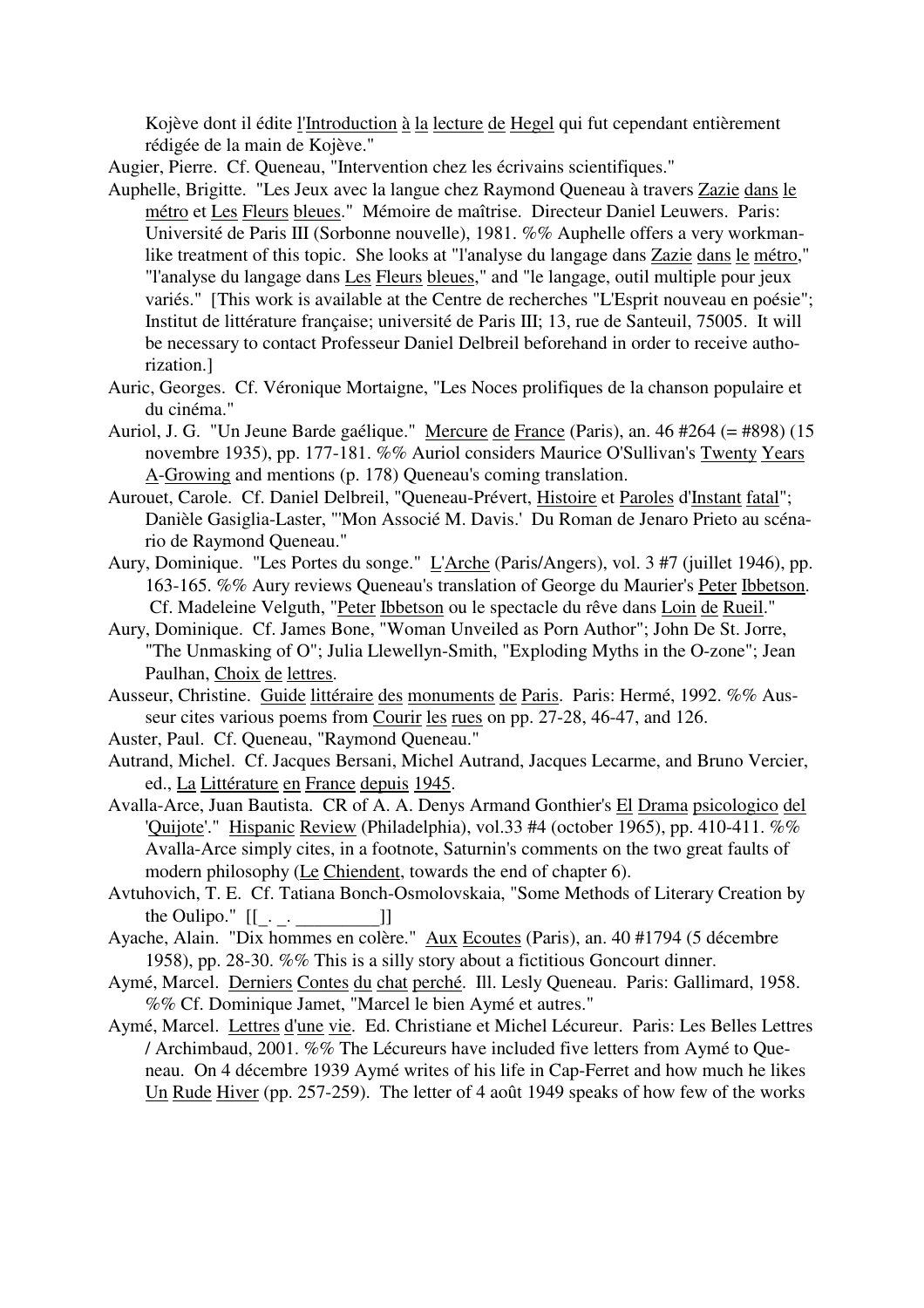Kojève dont il édite l'Introduction à la lecture de Hegel qui fut cependant entièrement rédigée de la main de Kojève."

Augier, Pierre. Cf. Queneau, "Intervention chez les écrivains scientifiques."

Auphelle, Brigitte. "Les Jeux avec la langue chez Raymond Queneau à travers Zazie dans le métro et Les Fleurs bleues." Mémoire de maîtrise. Directeur Daniel Leuwers. Paris: Université de Paris III (Sorbonne nouvelle), 1981. %% Auphelle offers a very workmanlike treatment of this topic. She looks at "l'analyse du langage dans Zazie dans le métro," "l'analyse du langage dans Les Fleurs bleues," and "le langage, outil multiple pour jeux variés." [This work is available at the Centre de recherches "L'Esprit nouveau en poésie"; Institut de littérature française; université de Paris III; 13, rue de Santeuil, 75005. It will be necessary to contact Professeur Daniel Delbreil beforehand in order to receive authorization.]

Auric, Georges. Cf. Véronique Mortaigne, "Les Noces prolifiques de la chanson populaire et du cinéma."

Auriol, J. G. "Un Jeune Barde gaélique." Mercure de France (Paris), an. 46 #264 (= #898) (15 novembre 1935), pp. 177-181. %% Auriol considers Maurice O'Sullivan's Twenty Years A-Growing and mentions (p. 178) Queneau's coming translation.

Aurouet, Carole. Cf. Daniel Delbreil, "Queneau-Prévert, Histoire et Paroles d'Instant fatal"; Danièle Gasiglia-Laster, "'Mon Associé M. Davis.' Du Roman de Jenaro Prieto au scénario de Raymond Queneau."

Aury, Dominique. "Les Portes du songe." L'Arche (Paris/Angers), vol. 3 #7 (juillet 1946), pp. 163-165. %% Aury reviews Queneau's translation of George du Maurier's Peter Ibbetson. Cf. Madeleine Velguth, "Peter Ibbetson ou le spectacle du rêve dans Loin de Rueil."

Aury, Dominique. Cf. James Bone, "Woman Unveiled as Porn Author"; John De St. Jorre, "The Unmasking of O"; Julia Llewellyn-Smith, "Exploding Myths in the O-zone"; Jean Paulhan, Choix de lettres.

Ausseur, Christine. Guide littéraire des monuments de Paris. Paris: Hermé, 1992. %% Ausseur cites various poems from Courir les rues on pp. 27-28, 46-47, and 126.

Auster, Paul. Cf. Queneau, "Raymond Queneau."

Autrand, Michel. Cf. Jacques Bersani, Michel Autrand, Jacques Lecarme, and Bruno Vercier, ed., La Littérature en France depuis 1945.

Avalla-Arce, Juan Bautista. CR of A. A. Denys Armand Gonthier's El Drama psicologico del 'Quijote'." Hispanic Review (Philadelphia), vol.33 #4 (october 1965), pp. 410-411. %% Avalla-Arce simply cites, in a footnote, Saturnin's comments on the two great faults of modern philosophy (Le Chiendent, towards the end of chapter 6).

Avtuhovich, T. E. Cf. Tatiana Bonch-Osmolovskaia, "Some Methods of Literary Creation by the Oulipo." [[_. _. _________]]

Ayache, Alain. "Dix hommes en colère." Aux Ecoutes (Paris), an. 40 #1794 (5 décembre 1958), pp. 28-30. %% This is a silly story about a fictitious Goncourt dinner.

Aymé, Marcel. Derniers Contes du chat perché. Ill. Lesly Queneau. Paris: Gallimard, 1958. %% Cf. Dominique Jamet, "Marcel le bien Aymé et autres."

Aymé, Marcel. Lettres d'une vie. Ed. Christiane et Michel Lécureur. Paris: Les Belles Lettres / Archimbaud, 2001. %% The Lécureurs have included five letters from Aymé to Queneau. On 4 décembre 1939 Aymé writes of his life in Cap-Ferret and how much he likes Un Rude Hiver (pp. 257-259). The letter of 4 août 1949 speaks of how few of the works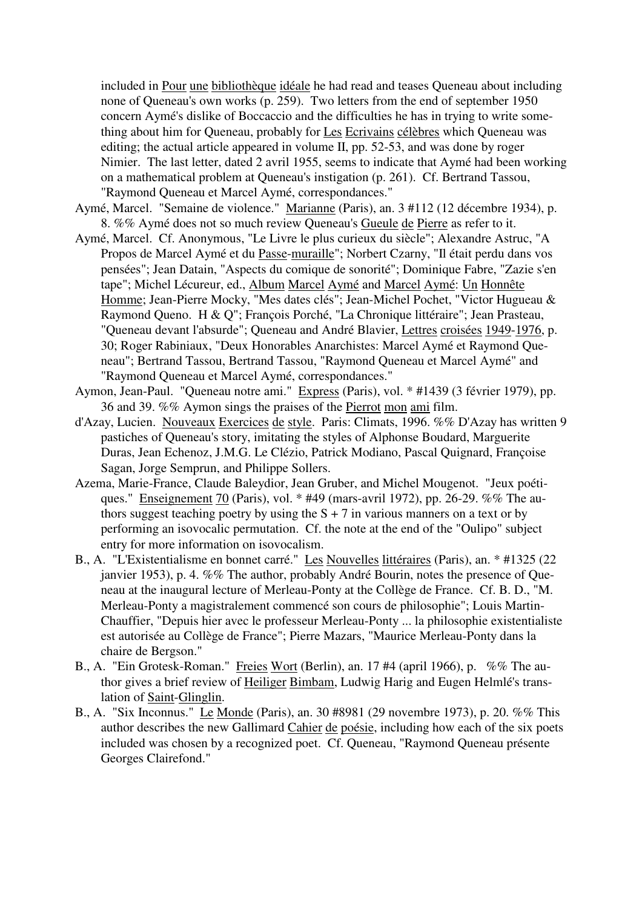included in Pour une bibliothèque idéale he had read and teases Queneau about including none of Queneau's own works (p. 259). Two letters from the end of september 1950 concern Aymé's dislike of Boccaccio and the difficulties he has in trying to write something about him for Queneau, probably for Les Ecrivains célèbres which Queneau was editing; the actual article appeared in volume II, pp. 52-53, and was done by roger Nimier. The last letter, dated 2 avril 1955, seems to indicate that Aymé had been working on a mathematical problem at Queneau's instigation (p. 261). Cf. Bertrand Tassou, "Raymond Queneau et Marcel Aymé, correspondances."

Aymé, Marcel. "Semaine de violence." Marianne (Paris), an. 3 #112 (12 décembre 1934), p. 8. %% Aymé does not so much review Queneau's Gueule de Pierre as refer to it.

Aymé, Marcel. Cf. Anonymous, "Le Livre le plus curieux du siècle"; Alexandre Astruc, "A Propos de Marcel Aymé et du Passe-muraille"; Norbert Czarny, "Il était perdu dans vos pensées"; Jean Datain, "Aspects du comique de sonorité"; Dominique Fabre, "Zazie s'en tape"; Michel Lécureur, ed., Album Marcel Aymé and Marcel Aymé: Un Honnête Homme; Jean-Pierre Mocky, "Mes dates clés"; Jean-Michel Pochet, "Victor Hugueau & Raymond Queno. H & Q"; François Porché, "La Chronique littéraire"; Jean Prasteau, "Queneau devant l'absurde"; Queneau and André Blavier, Lettres croisées 1949-1976, p. 30; Roger Rabiniaux, "Deux Honorables Anarchistes: Marcel Aymé et Raymond Queneau"; Bertrand Tassou, Bertrand Tassou, "Raymond Queneau et Marcel Aymé" and "Raymond Queneau et Marcel Aymé, correspondances."

Aymon, Jean-Paul. "Queneau notre ami." Express (Paris), vol. * #1439 (3 février 1979), pp. 36 and 39. %% Aymon sings the praises of the Pierrot mon ami film.

d'Azay, Lucien. Nouveaux Exercices de style. Paris: Climats, 1996. %% D'Azay has written 9 pastiches of Queneau's story, imitating the styles of Alphonse Boudard, Marguerite Duras, Jean Echenoz, J.M.G. Le Clézio, Patrick Modiano, Pascal Quignard, Françoise Sagan, Jorge Semprun, and Philippe Sollers.

Azema, Marie-France, Claude Baleydior, Jean Gruber, and Michel Mougenot. "Jeux poétiques." Enseignement 70 (Paris), vol. * #49 (mars-avril 1972), pp. 26-29. %% The authors suggest teaching poetry by using the S + 7 in various manners on a text or by performing an isovocalic permutation. Cf. the note at the end of the "Oulipo" subject entry for more information on isovocalism.

B., A. "L'Existentialisme en bonnet carré." Les Nouvelles littéraires (Paris), an. * #1325 (22 janvier 1953), p. 4. %% The author, probably André Bourin, notes the presence of Queneau at the inaugural lecture of Merleau-Ponty at the Collège de France. Cf. B. D., "M. Merleau-Ponty a magistralement commencé son cours de philosophie"; Louis Martin-Chauffier, "Depuis hier avec le professeur Merleau-Ponty ... la philosophie existentialiste est autorisée au Collège de France"; Pierre Mazars, "Maurice Merleau-Ponty dans la chaire de Bergson."

B., A. "Ein Grotesk-Roman." Freies Wort (Berlin), an. 17 #4 (april 1966), p. %% The author gives a brief review of Heiliger Bimbam, Ludwig Harig and Eugen Helmlé's translation of Saint-Glinglin.

B., A. "Six Inconnus." Le Monde (Paris), an. 30 #8981 (29 novembre 1973), p. 20. %% This author describes the new Gallimard Cahier de poésie, including how each of the six poets included was chosen by a recognized poet. Cf. Queneau, "Raymond Queneau présente Georges Clairefond."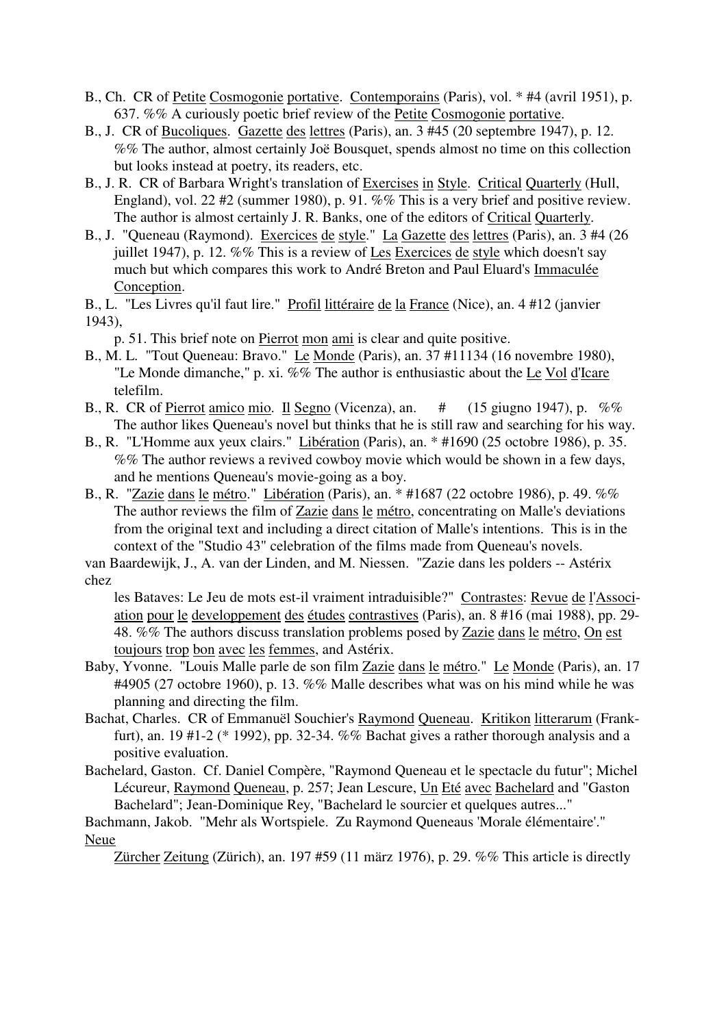B., Ch. CR of Petite Cosmogonie portative. Contemporains (Paris), vol. * #4 (avril 1951), p. 637. %% A curiously poetic brief review of the Petite Cosmogonie portative.

B., J. CR of Bucoliques. Gazette des lettres (Paris), an. 3 #45 (20 septembre 1947), p. 12. %% The author, almost certainly Joë Bousquet, spends almost no time on this collection but looks instead at poetry, its readers, etc.

B., J. R. CR of Barbara Wright's translation of Exercises in Style. Critical Quarterly (Hull, England), vol. 22 #2 (summer 1980), p. 91. %% This is a very brief and positive review. The author is almost certainly J. R. Banks, one of the editors of Critical Quarterly.

B., J. "Queneau (Raymond). Exercices de style." La Gazette des lettres (Paris), an. 3 #4 (26 juillet 1947), p. 12. %% This is a review of Les Exercices de style which doesn't say much but which compares this work to André Breton and Paul Eluard's Immaculée Conception.

B., L. "Les Livres qu'il faut lire." Profil littéraire de la France (Nice), an. 4 #12 (janvier 1943), p. 51. This brief note on Pierrot mon ami is clear and quite positive.

B., M. L. "Tout Queneau: Bravo." Le Monde (Paris), an. 37 #11134 (16 novembre 1980), "Le Monde dimanche," p. xi. %% The author is enthusiastic about the Le Vol d'Icare telefilm.

B., R. CR of Pierrot amico mio. Il Segno (Vicenza), an. # (15 giugno 1947), p. %% The author likes Queneau's novel but thinks that he is still raw and searching for his way.

B., R. "L'Homme aux yeux clairs." Libération (Paris), an. * #1690 (25 octobre 1986), p. 35. %% The author reviews a revived cowboy movie which would be shown in a few days, and he mentions Queneau's movie-going as a boy.

B., R. "Zazie dans le métro." Libération (Paris), an. * #1687 (22 octobre 1986), p. 49. %% The author reviews the film of Zazie dans le métro, concentrating on Malle's deviations from the original text and including a direct citation of Malle's intentions. This is in the context of the "Studio 43" celebration of the films made from Queneau's novels.

van Baardewijk, J., A. van der Linden, and M. Niessen. "Zazie dans les polders -- Astérix chez les Bataves: Le Jeu de mots est-il vraiment intraduisible?" Contrastes: Revue de l'Association pour le developpement des études contrastives (Paris), an. 8 #16 (mai 1988), pp. 29-48. %% The authors discuss translation problems posed by Zazie dans le métro, On est toujours trop bon avec les femmes, and Astérix.

Baby, Yvonne. "Louis Malle parle de son film Zazie dans le métro." Le Monde (Paris), an. 17 #4905 (27 octobre 1960), p. 13. %% Malle describes what was on his mind while he was planning and directing the film.

Bachat, Charles. CR of Emmanuël Souchier's Raymond Queneau. Kritikon litterarum (Frankfurt), an. 19 #1-2 (* 1992), pp. 32-34. %% Bachat gives a rather thorough analysis and a positive evaluation.

Bachelard, Gaston. Cf. Daniel Compère, "Raymond Queneau et le spectacle du futur"; Michel Lécureur, Raymond Queneau, p. 257; Jean Lescure, Un Eté avec Bachelard and "Gaston Bachelard"; Jean-Dominique Rey, "Bachelard le sourcier et quelques autres..."

Bachmann, Jakob. "Mehr als Wortspiele. Zu Raymond Queneaus 'Morale élémentaire'." Neue Zürcher Zeitung (Zürich), an. 197 #59 (11 märz 1976), p. 29. %% This article is directly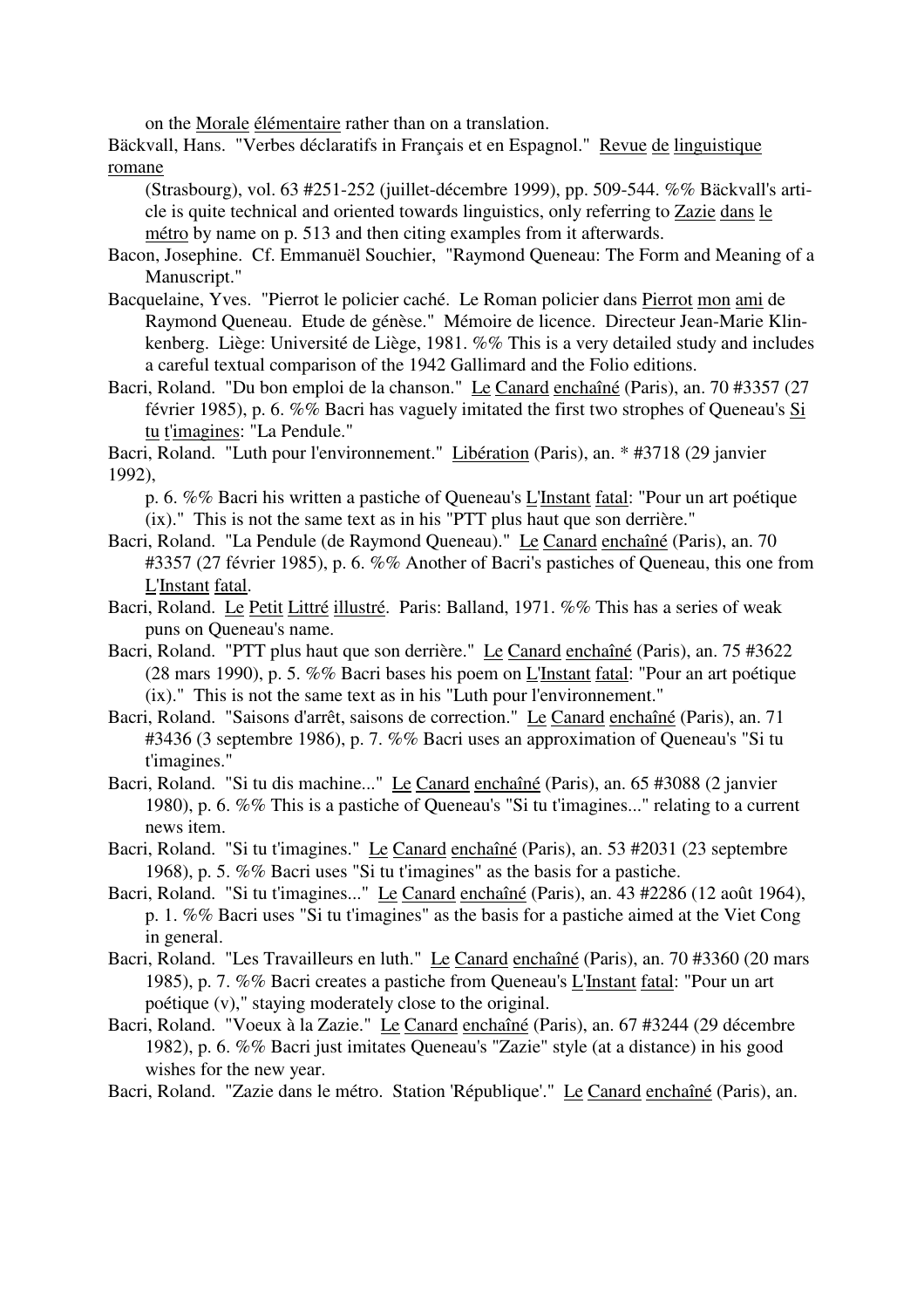on the Morale élémentaire rather than on a translation.

Bäckvall, Hans. "Verbes déclaratifs in Français et en Espagnol." Revue de linguistique romane (Strasbourg), vol. 63 #251-252 (juillet-décembre 1999), pp. 509-544. %% Bäckvall's article is quite technical and oriented towards linguistics, only referring to Zazie dans le métro by name on p. 513 and then citing examples from it afterwards.

Bacon, Josephine. Cf. Emmanuël Souchier, "Raymond Queneau: The Form and Meaning of a Manuscript."

Bacquelaine, Yves. "Pierrot le policier caché. Le Roman policier dans Pierrot mon ami de Raymond Queneau. Etude de génèse." Mémoire de licence. Directeur Jean-Marie Klinkenberg. Liège: Université de Liège, 1981. %% This is a very detailed study and includes a careful textual comparison of the 1942 Gallimard and the Folio editions.

Bacri, Roland. "Du bon emploi de la chanson." Le Canard enchaîné (Paris), an. 70 #3357 (27 février 1985), p. 6. %% Bacri has vaguely imitated the first two strophes of Queneau's Si tu t'imagines: "La Pendule."

Bacri, Roland. "Luth pour l'environnement." Libération (Paris), an. * #3718 (29 janvier 1992), p. 6. %% Bacri his written a pastiche of Queneau's L'Instant fatal: "Pour un art poétique (ix)." This is not the same text as in his "PTT plus haut que son derrière."

Bacri, Roland. "La Pendule (de Raymond Queneau)." Le Canard enchaîné (Paris), an. 70 #3357 (27 février 1985), p. 6. %% Another of Bacri's pastiches of Queneau, this one from L'Instant fatal.

Bacri, Roland. Le Petit Littré illustré. Paris: Balland, 1971. %% This has a series of weak puns on Queneau's name.

Bacri, Roland. "PTT plus haut que son derrière." Le Canard enchaîné (Paris), an. 75 #3622 (28 mars 1990), p. 5. %% Bacri bases his poem on L'Instant fatal: "Pour an art poétique (ix)." This is not the same text as in his "Luth pour l'environnement."

Bacri, Roland. "Saisons d'arrêt, saisons de correction." Le Canard enchaîné (Paris), an. 71 #3436 (3 septembre 1986), p. 7. %% Bacri uses an approximation of Queneau's "Si tu t'imagines."

Bacri, Roland. "Si tu dis machine..." Le Canard enchaîné (Paris), an. 65 #3088 (2 janvier 1980), p. 6. %% This is a pastiche of Queneau's "Si tu t'imagines..." relating to a current news item.

Bacri, Roland. "Si tu t'imagines." Le Canard enchaîné (Paris), an. 53 #2031 (23 septembre 1968), p. 5. %% Bacri uses "Si tu t'imagines" as the basis for a pastiche.

Bacri, Roland. "Si tu t'imagines..." Le Canard enchaîné (Paris), an. 43 #2286 (12 août 1964), p. 1. %% Bacri uses "Si tu t'imagines" as the basis for a pastiche aimed at the Viet Cong in general.

Bacri, Roland. "Les Travailleurs en luth." Le Canard enchaîné (Paris), an. 70 #3360 (20 mars 1985), p. 7. %% Bacri creates a pastiche from Queneau's L'Instant fatal: "Pour un art poétique (v)," staying moderately close to the original.

Bacri, Roland. "Voeux à la Zazie." Le Canard enchaîné (Paris), an. 67 #3244 (29 décembre 1982), p. 6. %% Bacri just imitates Queneau's "Zazie" style (at a distance) in his good wishes for the new year.

Bacri, Roland. "Zazie dans le métro. Station 'République'." Le Canard enchaîné (Paris), an.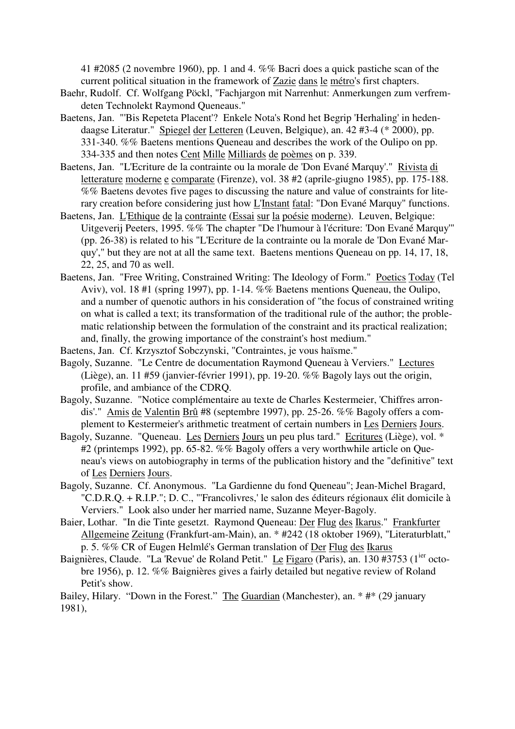41 #2085 (2 novembre 1960), pp. 1 and 4. %% Bacri does a quick pastiche scan of the current political situation in the framework of Zazie dans le métro's first chapters.

Baehr, Rudolf. Cf. Wolfgang Pöckl, "Fachjargon mit Narrenhut: Anmerkungen zum verfremdeten Technolekt Raymond Queneaus."

Baetens, Jan. "'Bis Repeteta Placent'? Enkele Nota's Rond het Begrip 'Herhaling' in hedendaagse Literatur." Spiegel der Letteren (Leuven, Belgique), an. 42 #3-4 (* 2000), pp. 331-340. %% Baetens mentions Queneau and describes the work of the Oulipo on pp. 334-335 and then notes Cent Mille Milliards de poèmes on p. 339.

Baetens, Jan. "L'Ecriture de la contrainte ou la morale de 'Don Evané Marquy'." Rivista di letterature moderne e comparate (Firenze), vol. 38 #2 (aprile-giugno 1985), pp. 175-188. %% Baetens devotes five pages to discussing the nature and value of constraints for literary creation before considering just how L'Instant fatal: "Don Evané Marquy" functions.

Baetens, Jan. L'Ethique de la contrainte (Essai sur la poésie moderne). Leuven, Belgique: Uitgeverij Peeters, 1995. %% The chapter "De l'humour à l'écriture: 'Don Evané Marquy'" (pp. 26-38) is related to his "L'Ecriture de la contrainte ou la morale de 'Don Evané Marquy'," but they are not at all the same text. Baetens mentions Queneau on pp. 14, 17, 18, 22, 25, and 70 as well.

Baetens, Jan. "Free Writing, Constrained Writing: The Ideology of Form." Poetics Today (Tel Aviv), vol. 18 #1 (spring 1997), pp. 1-14. %% Baetens mentions Queneau, the Oulipo, and a number of quenotic authors in his consideration of "the focus of constrained writing on what is called a text; its transformation of the traditional rule of the author; the problematic relationship between the formulation of the constraint and its practical realization; and, finally, the growing importance of the constraint's host medium."

Baetens, Jan. Cf. Krzysztof Sobczynski, "Contraintes, je vous haïsme."

Bagoly, Suzanne. "Le Centre de documentation Raymond Queneau à Verviers." Lectures (Liège), an. 11 #59 (janvier-février 1991), pp. 19-20. %% Bagoly lays out the origin, profile, and ambiance of the CDRQ.

Bagoly, Suzanne. "Notice complémentaire au texte de Charles Kestermeier, 'Chiffres arrondis'." Amis de Valentin Brû #8 (septembre 1997), pp. 25-26. %% Bagoly offers a complement to Kestermeier's arithmetic treatment of certain numbers in Les Derniers Jours.

Bagoly, Suzanne. "Queneau. Les Derniers Jours un peu plus tard." Ecritures (Liège), vol. * #2 (printemps 1992), pp. 65-82. %% Bagoly offers a very worthwhile article on Queneau's views on autobiography in terms of the publication history and the "definitive" text of Les Derniers Jours.

Bagoly, Suzanne. Cf. Anonymous. "La Gardienne du fond Queneau"; Jean-Michel Bragard, "C.D.R.Q. + R.I.P."; D. C., "'Francolivres,' le salon des éditeurs régionaux élit domicile à Verviers." Look also under her married name, Suzanne Meyer-Bagoly.

Baier, Lothar. "In die Tinte gesetzt. Raymond Queneau: Der Flug des Ikarus." Frankfurter Allgemeine Zeitung (Frankfurt-am-Main), an. * #242 (18 oktober 1969), "Literaturblatt," p. 5. %% CR of Eugen Helmlé's German translation of Der Flug des Ikarus

Baignières, Claude. "La 'Revue' de Roland Petit." Le Figaro (Paris), an. 130 #3753 (1ier octobre 1956), p. 12. %% Baignières gives a fairly detailed but negative review of Roland Petit's show.

Bailey, Hilary. "Down in the Forest." The Guardian (Manchester), an. * #* (29 january 1981),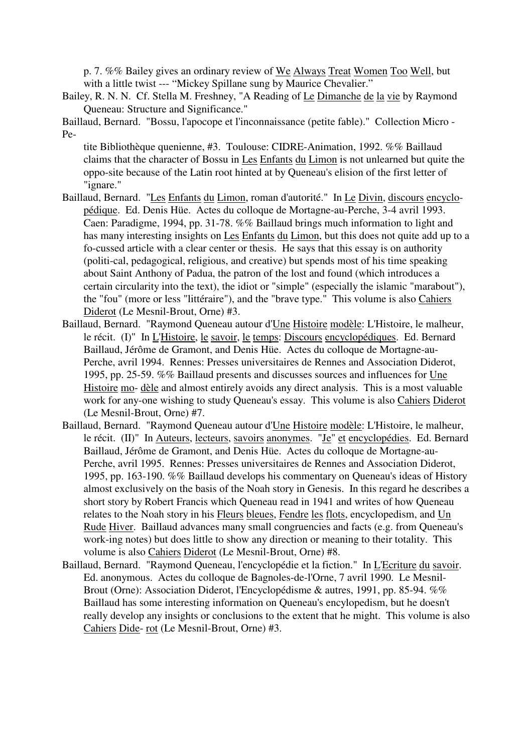p. 7. %% Bailey gives an ordinary review of <u>We</u> <u>Always</u> <u>Treat</u> <u>Women</u> <u>Too</u> <u>Well</u>, but with a little twist --- "Mickey Spillane sung by Maurice Chevalier."

Bailey, R. N. N. Cf. Stella M. Freshney, "A Reading of <u>Le</u> <u>Dimanche</u> <u>de</u> <u>la</u> <u>vie</u> by Raymond Queneau: Structure and Significance."

Baillaud, Bernard. "Bossu, l'apocope et l'inconnaissance (petite fable)." Collection Micro - Pe-tite Bibliothèque quenienne, #3. Toulouse: CIDRE-Animation, 1992. %% Baillaud claims that the character of Bossu in <u>Les</u> <u>Enfants</u> <u>du</u> <u>Limon</u> is not unlearned but quite the oppo-site because of the Latin root hinted at by Queneau's elision of the first letter of "ignare."

Baillaud, Bernard. "<u>Les</u> <u>Enfants</u> <u>du</u> <u>Limon</u>, roman d'autorité." In <u>Le</u> <u>Divin</u>, <u>discours</u> <u>encyclo-pédique</u>. Ed. Denis Hüe. Actes du colloque de Mortagne-au-Perche, 3-4 avril 1993. Caen: Paradigme, 1994, pp. 31-78. %% Baillaud brings much information to light and has many interesting insights on <u>Les</u> <u>Enfants</u> <u>du</u> <u>Limon</u>, but this does not quite add up to a fo-cussed article with a clear center or thesis. He says that this essay is on authority (politi-cal, pedagogical, religious, and creative) but spends most of his time speaking about Saint Anthony of Padua, the patron of the lost and found (which introduces a certain circularity into the text), the idiot or "simple" (especially the islamic "marabout"), the "fou" (more or less "littéraire"), and the "brave type." This volume is also <u>Cahiers</u> <u>Diderot</u> (Le Mesnil-Brout, Orne) #3.

Baillaud, Bernard. "Raymond Queneau autour d'<u>Une</u> <u>Histoire</u> <u>modèle</u>: L'Histoire, le malheur, le récit. (I)" In <u>L'Histoire</u>, <u>le</u> <u>savoir</u>, <u>le</u> <u>temps</u>: <u>Discours</u> <u>encyclopédiques</u>. Ed. Bernard Baillaud, Jérôme de Gramont, and Denis Hüe. Actes du colloque de Mortagne-au-Perche, avril 1994. Rennes: Presses universitaires de Rennes and Association Diderot, 1995, pp. 25-59. %% Baillaud presents and discusses sources and influences for <u>Une</u> <u>Histoire</u> <u>mo-</u> <u>dèle</u> and almost entirely avoids any direct analysis. This is a most valuable work for any-one wishing to study Queneau's essay. This volume is also <u>Cahiers</u> <u>Diderot</u> (Le Mesnil-Brout, Orne) #7.

Baillaud, Bernard. "Raymond Queneau autour d'<u>Une</u> <u>Histoire</u> <u>modèle</u>: L'Histoire, le malheur, le récit. (II)" In <u>Auteurs</u>, <u>lecteurs</u>, <u>savoirs</u> <u>anonymes</u>. "<u>Je</u>" <u>et</u> <u>encyclopédies</u>. Ed. Bernard Baillaud, Jérôme de Gramont, and Denis Hüe. Actes du colloque de Mortagne-au-Perche, avril 1995. Rennes: Presses universitaires de Rennes and Association Diderot, 1995, pp. 163-190. %% Baillaud develops his commentary on Queneau's ideas of History almost exclusively on the basis of the Noah story in Genesis. In this regard he describes a short story by Robert Francis which Queneau read in 1941 and writes of how Queneau relates to the Noah story in his <u>Fleurs</u> <u>bleues</u>, <u>Fendre</u> <u>les</u> <u>flots</u>, encyclopedism, and <u>Un</u> <u>Rude</u> <u>Hiver</u>. Baillaud advances many small congruencies and facts (e.g. from Queneau's work-ing notes) but does little to show any direction or meaning to their totality. This volume is also <u>Cahiers</u> <u>Diderot</u> (Le Mesnil-Brout, Orne) #8.

Baillaud, Bernard. "Raymond Queneau, l'encyclopédie et la fiction." In <u>L'Ecriture</u> <u>du</u> <u>savoir</u>. Ed. anonymous. Actes du colloque de Bagnoles-de-l'Orne, 7 avril 1990. Le Mesnil-Brout (Orne): Association Diderot, l'Encyclopédisme & autres, 1991, pp. 85-94. %% Baillaud has some interesting information on Queneau's encylopedism, but he doesn't really develop any insights or conclusions to the extent that he might. This volume is also <u>Cahiers</u> <u>Dide-</u> <u>rot</u> (Le Mesnil-Brout, Orne) #3.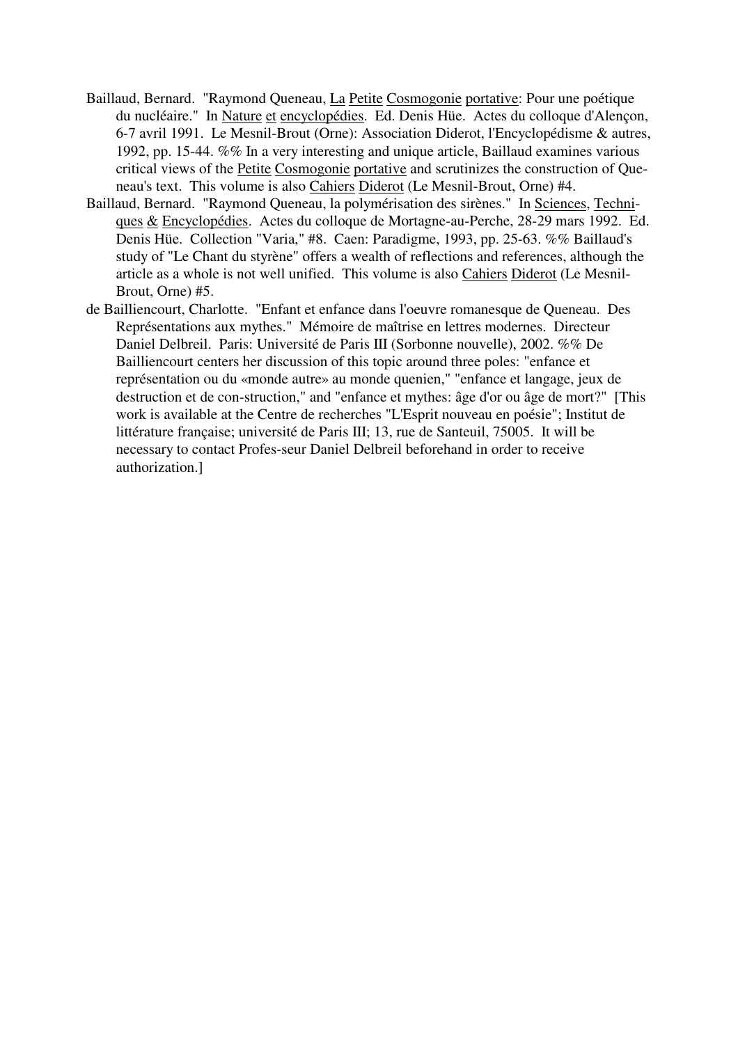Baillaud, Bernard. "Raymond Queneau, <u>La Petite Cosmogonie portative</u>: Pour une poétique du nucléaire." In <u>Nature et encyclopédies</u>. Ed. Denis Hüe. Actes du colloque d'Alençon, 6-7 avril 1991. Le Mesnil-Brout (Orne): Association Diderot, l'Encyclopédisme & autres, 1992, pp. 15-44. %% In a very interesting and unique article, Baillaud examines various critical views of the <u>Petite Cosmogonie portative</u> and scrutinizes the construction of Queneau's text. This volume is also <u>Cahiers Diderot</u> (Le Mesnil-Brout, Orne) #4.

Baillaud, Bernard. "Raymond Queneau, la polymérisation des sirènes." In <u>Sciences, Techniques & Encyclopédies</u>. Actes du colloque de Mortagne-au-Perche, 28-29 mars 1992. Ed. Denis Hüe. Collection "Varia," #8. Caen: Paradigme, 1993, pp. 25-63. %% Baillaud's study of "Le Chant du styrène" offers a wealth of reflections and references, although the article as a whole is not well unified. This volume is also <u>Cahiers Diderot</u> (Le Mesnil-Brout, Orne) #5.

de Bailliencourt, Charlotte. "Enfant et enfance dans l'oeuvre romanesque de Queneau. Des Représentations aux mythes." Mémoire de maîtrise en lettres modernes. Directeur Daniel Delbreil. Paris: Université de Paris III (Sorbonne nouvelle), 2002. %% De Bailliencourt centers her discussion of this topic around three poles: "enfance et représentation ou du «monde autre» au monde quenien," "enfance et langage, jeux de destruction et de con-struction," and "enfance et mythes: âge d'or ou âge de mort?" [This work is available at the Centre de recherches "L'Esprit nouveau en poésie"; Institut de littérature française; université de Paris III; 13, rue de Santeuil, 75005. It will be necessary to contact Profes-seur Daniel Delbreil beforehand in order to receive authorization.]